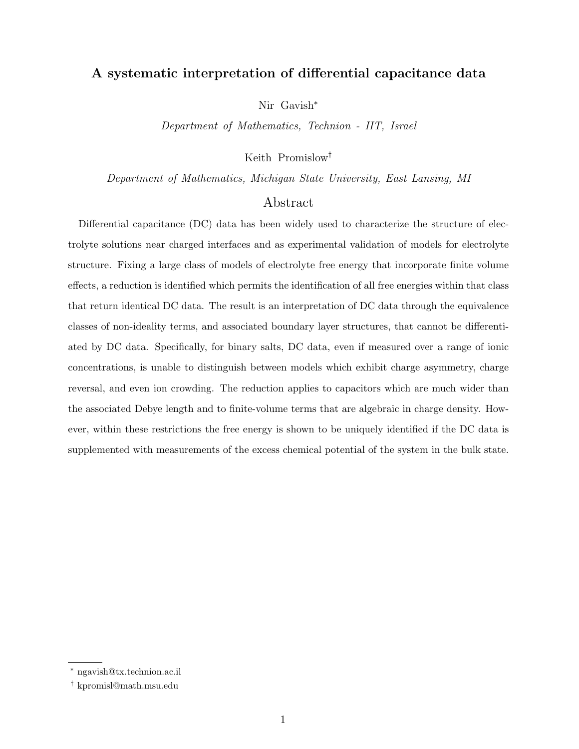# A systematic interpretation of differential capacitance data

Nir Gavish[*]

*Department of Mathematics, Technion - IIT, Israel*

Keith Promislow[†]

*Department of Mathematics, Michigan State University, East Lansing, MI*

## Abstract

Differential capacitance (DC) data has been widely used to characterize the structure of electrolyte solutions near charged interfaces and as experimental validation of models for electrolyte structure. Fixing a large class of models of electrolyte free energy that incorporate finite volume effects, a reduction is identified which permits the identification of all free energies within that class that return identical DC data. The result is an interpretation of DC data through the equivalence classes of non-ideality terms, and associated boundary layer structures, that cannot be differentiated by DC data. Specifically, for binary salts, DC data, even if measured over a range of ionic concentrations, is unable to distinguish between models which exhibit charge asymmetry, charge reversal, and even ion crowding. The reduction applies to capacitors which are much wider than the associated Debye length and to finite-volume terms that are algebraic in charge density. However, within these restrictions the free energy is shown to be uniquely identified if the DC data is supplemented with measurements of the excess chemical potential of the system in the bulk state.

---

[*] ngavish@tx.technion.ac.il

[†] kpromisl@math.msu.edu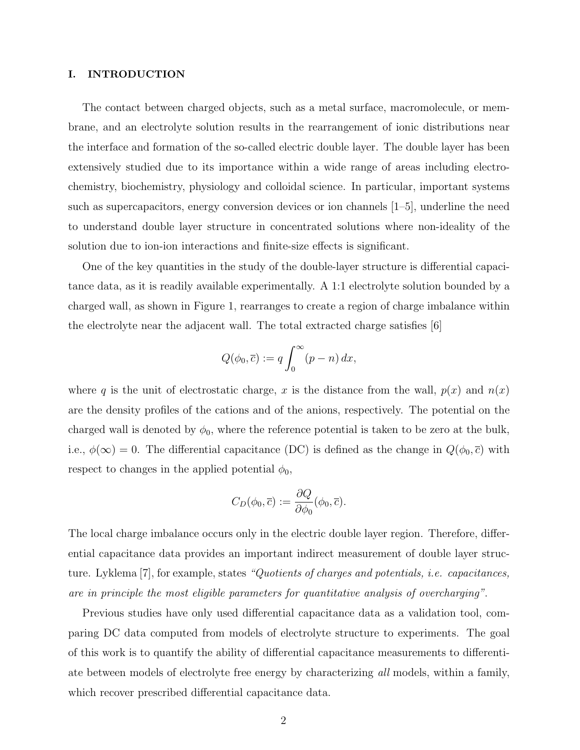## I. INTRODUCTION

The contact between charged objects, such as a metal surface, macromolecule, or membrane, and an electrolyte solution results in the rearrangement of ionic distributions near the interface and formation of the so-called electric double layer. The double layer has been extensively studied due to its importance within a wide range of areas including electrochemistry, biochemistry, physiology and colloidal science. In particular, important systems such as supercapacitors, energy conversion devices or ion channels [1–5], underline the need to understand double layer structure in concentrated solutions where non-ideality of the solution due to ion-ion interactions and finite-size effects is significant.

One of the key quantities in the study of the double-layer structure is differential capacitance data, as it is readily available experimentally. A 1:1 electrolyte solution bounded by a charged wall, as shown in Figure 1, rearranges to create a region of charge imbalance within the electrolyte near the adjacent wall. The total extracted charge satisfies [6]

$$Q(\phi_0, \overline{c}) := q \int_0^\infty (p - n)\, dx,$$

where $q$ is the unit of electrostatic charge, $x$ is the distance from the wall, $p(x)$ and $n(x)$ are the density profiles of the cations and of the anions, respectively. The potential on the charged wall is denoted by $\phi_0$, where the reference potential is taken to be zero at the bulk, i.e., $\phi(\infty) = 0$. The differential capacitance (DC) is defined as the change in $Q(\phi_0, \overline{c})$ with respect to changes in the applied potential $\phi_0$,

$$C_D(\phi_0, \overline{c}) := \frac{\partial Q}{\partial \phi_0}(\phi_0, \overline{c}).$$

The local charge imbalance occurs only in the electric double layer region. Therefore, differential capacitance data provides an important indirect measurement of double layer structure. Lyklema [7], for example, states *"Quotients of charges and potentials, i.e. capacitances, are in principle the most eligible parameters for quantitative analysis of overcharging"*.

Previous studies have only used differential capacitance data as a validation tool, comparing DC data computed from models of electrolyte structure to experiments. The goal of this work is to quantify the ability of differential capacitance measurements to differentiate between models of electrolyte free energy by characterizing *all* models, within a family, which recover prescribed differential capacitance data.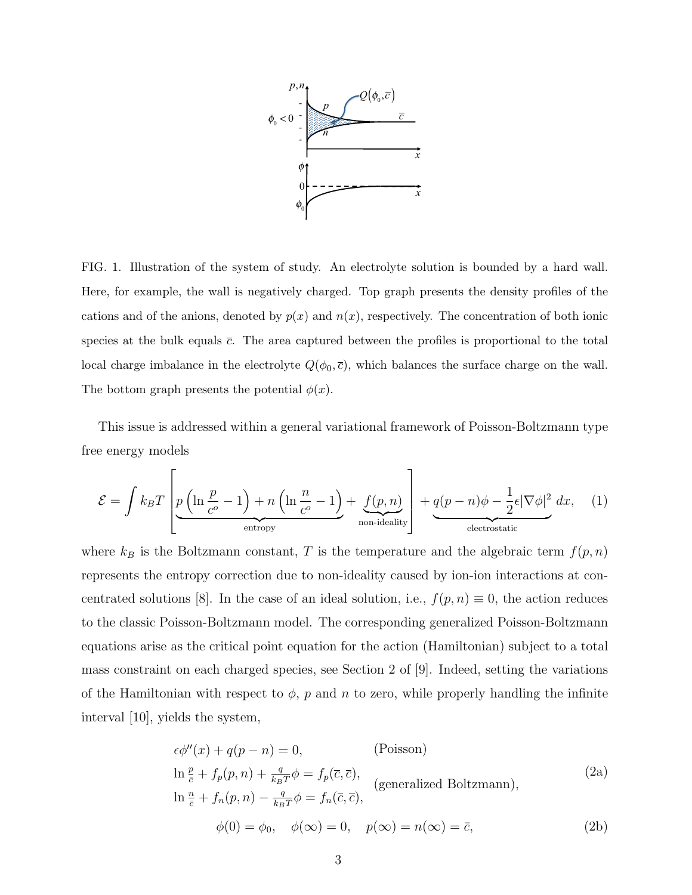FIG. 1. Illustration of the system of study. An electrolyte solution is bounded by a hard wall. Here, for example, the wall is negatively charged. Top graph presents the density profiles of the cations and of the anions, denoted by $p(x)$ and $n(x)$, respectively. The concentration of both ionic species at the bulk equals $\bar{c}$. The area captured between the profiles is proportional to the total local charge imbalance in the electrolyte $Q(\phi_0, \bar{c})$, which balances the surface charge on the wall. The bottom graph presents the potential $\phi(x)$.

This issue is addressed within a general variational framework of Poisson-Boltzmann type free energy models

$$\mathcal{E} = \int k_B T \Bigg[ \underbrace{p\left(\ln\frac{p}{c^o} - 1\right) + n\left(\ln\frac{n}{c^o} - 1\right)}_{\text{entropy}} + \underbrace{f(p,n)}_{\text{non-ideality}} \Bigg] + \underbrace{q(p-n)\phi - \frac{1}{2}\epsilon|\nabla\phi|^2}_{\text{electrostatic}} \, dx, \quad (1)$$

where $k_B$ is the Boltzmann constant, $T$ is the temperature and the algebraic term $f(p,n)$ represents the entropy correction due to non-ideality caused by ion-ion interactions at concentrated solutions [8]. In the case of an ideal solution, i.e., $f(p,n) \equiv 0$, the action reduces to the classic Poisson-Boltzmann model. The corresponding generalized Poisson-Boltzmann equations arise as the critical point equation for the action (Hamiltonian) subject to a total mass constraint on each charged species, see Section 2 of [9]. Indeed, setting the variations of the Hamiltonian with respect to $\phi$, $p$ and $n$ to zero, while properly handling the infinite interval [10], yields the system,

$$\begin{aligned}
&\epsilon\phi''(x) + q(p-n) = 0, && \text{(Poisson)} \\
&\ln\tfrac{p}{\bar{c}} + f_p(p,n) + \tfrac{q}{k_B T}\phi = f_p(\bar{c},\bar{c}), && \\
&\ln\tfrac{n}{\bar{c}} + f_n(p,n) - \tfrac{q}{k_B T}\phi = f_n(\bar{c},\bar{c}), && \text{(generalized Boltzmann)},
\end{aligned} \quad (2a)$$

$$\phi(0) = \phi_0, \quad \phi(\infty) = 0, \quad p(\infty) = n(\infty) = \bar{c}, \quad (2b)$$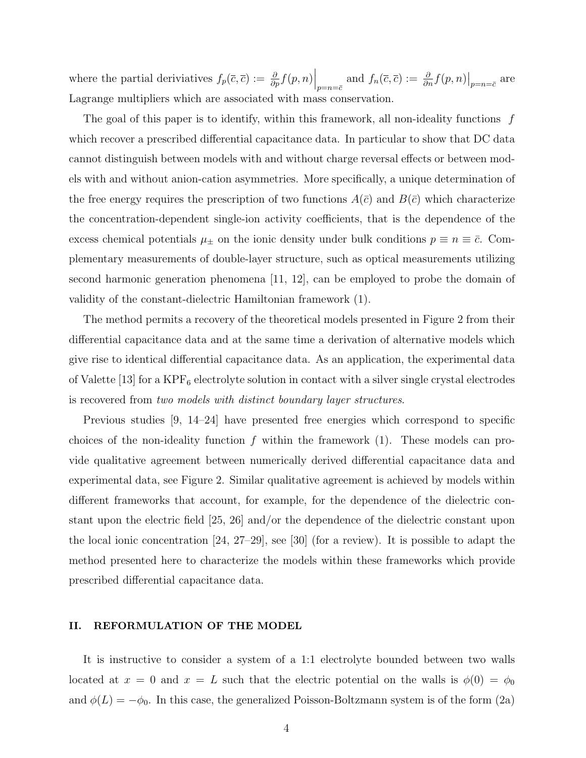where the partial deriviatives $f_p(\bar{c},\bar{c}) := \frac{\partial}{\partial p} f(p,n)\Big|_{p=n=\bar{c}}$ and $f_n(\bar{c},\bar{c}) := \frac{\partial}{\partial n} f(p,n)\big|_{p=n=\bar{c}}$ are Lagrange multipliers which are associated with mass conservation.

The goal of this paper is to identify, within this framework, all non-ideality functions $f$ which recover a prescribed differential capacitance data. In particular to show that DC data cannot distinguish between models with and without charge reversal effects or between models with and without anion-cation asymmetries. More specifically, a unique determination of the free energy requires the prescription of two functions $A(\bar{c})$ and $B(\bar{c})$ which characterize the concentration-dependent single-ion activity coefficients, that is the dependence of the excess chemical potentials $\mu_{\pm}$ on the ionic density under bulk conditions $p \equiv n \equiv \bar{c}$. Complementary measurements of double-layer structure, such as optical measurements utilizing second harmonic generation phenomena [11, 12], can be employed to probe the domain of validity of the constant-dielectric Hamiltonian framework (1).

The method permits a recovery of the theoretical models presented in Figure 2 from their differential capacitance data and at the same time a derivation of alternative models which give rise to identical differential capacitance data. As an application, the experimental data of Valette [13] for a $KPF_6$ electrolyte solution in contact with a silver single crystal electrodes is recovered from *two models with distinct boundary layer structures*.

Previous studies [9, 14–24] have presented free energies which correspond to specific choices of the non-ideality function $f$ within the framework (1). These models can provide qualitative agreement between numerically derived differential capacitance data and experimental data, see Figure 2. Similar qualitative agreement is achieved by models within different frameworks that account, for example, for the dependence of the dielectric constant upon the electric field [25, 26] and/or the dependence of the dielectric constant upon the local ionic concentration [24, 27–29], see [30] (for a review). It is possible to adapt the method presented here to characterize the models within these frameworks which provide prescribed differential capacitance data.

## II. REFORMULATION OF THE MODEL

It is instructive to consider a system of a 1:1 electrolyte bounded between two walls located at $x = 0$ and $x = L$ such that the electric potential on the walls is $\phi(0) = \phi_0$ and $\phi(L) = -\phi_0$. In this case, the generalized Poisson-Boltzmann system is of the form (2a)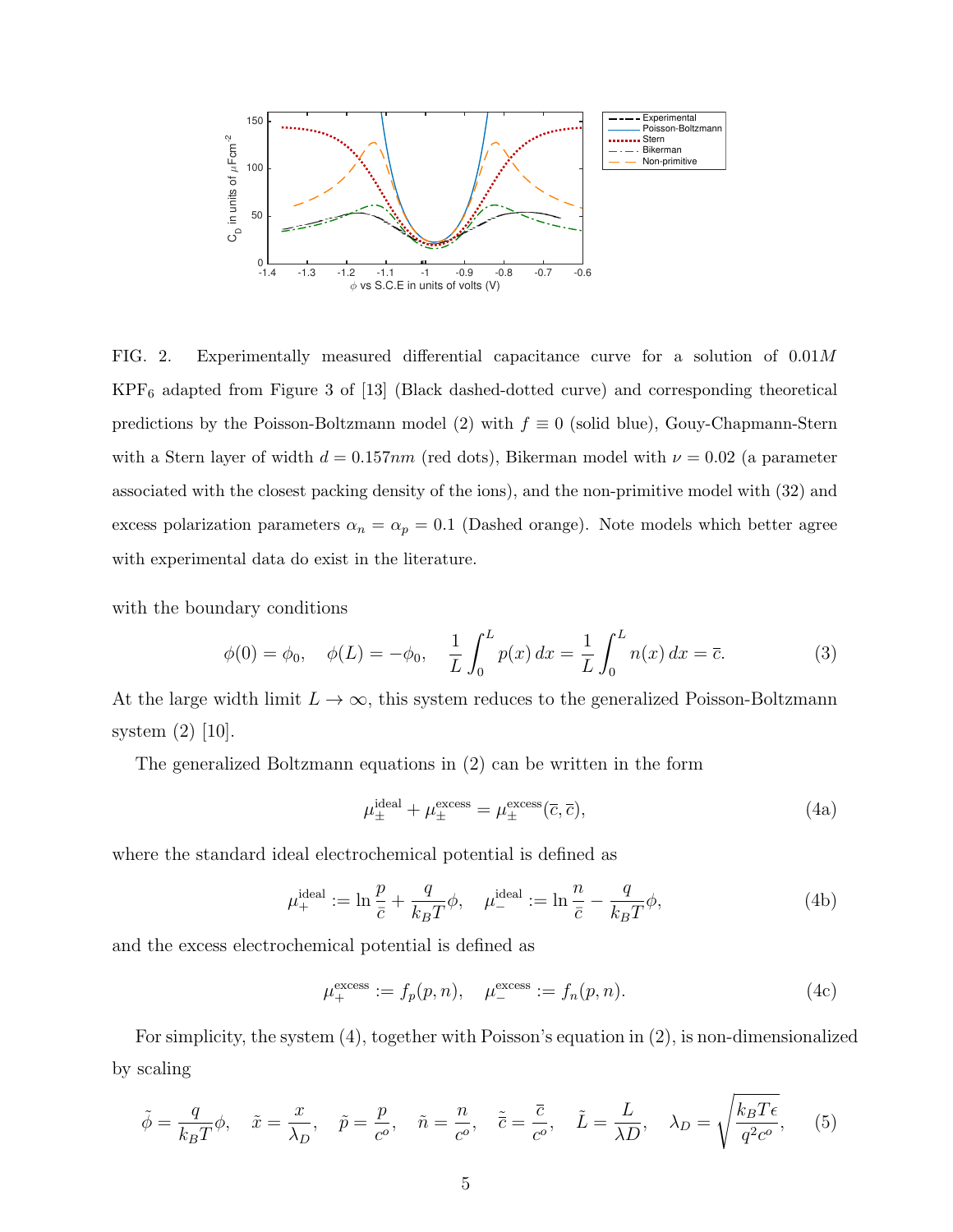FIG. 2. Experimentally measured differential capacitance curve for a solution of $0.01M$ $KPF_6$ adapted from Figure 3 of [13] (Black dashed-dotted curve) and corresponding theoretical predictions by the Poisson-Boltzmann model (2) with $f \equiv 0$ (solid blue), Gouy-Chapmann-Stern with a Stern layer of width $d = 0.157nm$ (red dots), Bikerman model with $\nu = 0.02$ (a parameter associated with the closest packing density of the ions), and the non-primitive model with (32) and excess polarization parameters $\alpha_n = \alpha_p = 0.1$ (Dashed orange). Note models which better agree with experimental data do exist in the literature.

with the boundary conditions

$$\phi(0) = \phi_0, \quad \phi(L) = -\phi_0, \quad \frac{1}{L}\int_0^L p(x)\,dx = \frac{1}{L}\int_0^L n(x)\,dx = \bar{c}. \tag{3}$$

At the large width limit $L \to \infty$, this system reduces to the generalized Poisson-Boltzmann system (2) [10].

The generalized Boltzmann equations in (2) can be written in the form

$$\mu_{\pm}^{\text{ideal}} + \mu_{\pm}^{\text{excess}} = \mu_{\pm}^{\text{excess}}(\bar{c}, \bar{c}), \tag{4a}$$

where the standard ideal electrochemical potential is defined as

$$\mu_{+}^{\text{ideal}} := \ln \frac{p}{\bar{c}} + \frac{q}{k_B T}\phi, \quad \mu_{-}^{\text{ideal}} := \ln \frac{n}{\bar{c}} - \frac{q}{k_B T}\phi, \tag{4b}$$

and the excess electrochemical potential is defined as

$$\mu_{+}^{\text{excess}} := f_p(p, n), \quad \mu_{-}^{\text{excess}} := f_n(p, n). \tag{4c}$$

For simplicity, the system (4), together with Poisson's equation in (2), is non-dimensionalized by scaling

$$\tilde{\phi} = \frac{q}{k_B T}\phi, \quad \tilde{x} = \frac{x}{\lambda_D}, \quad \tilde{p} = \frac{p}{c^o}, \quad \tilde{n} = \frac{n}{c^o}, \quad \tilde{\bar{c}} = \frac{\bar{c}}{c^o}, \quad \tilde{L} = \frac{L}{\lambda D}, \quad \lambda_D = \sqrt{\frac{k_B T \epsilon}{q^2 c^o}}, \tag{5}$$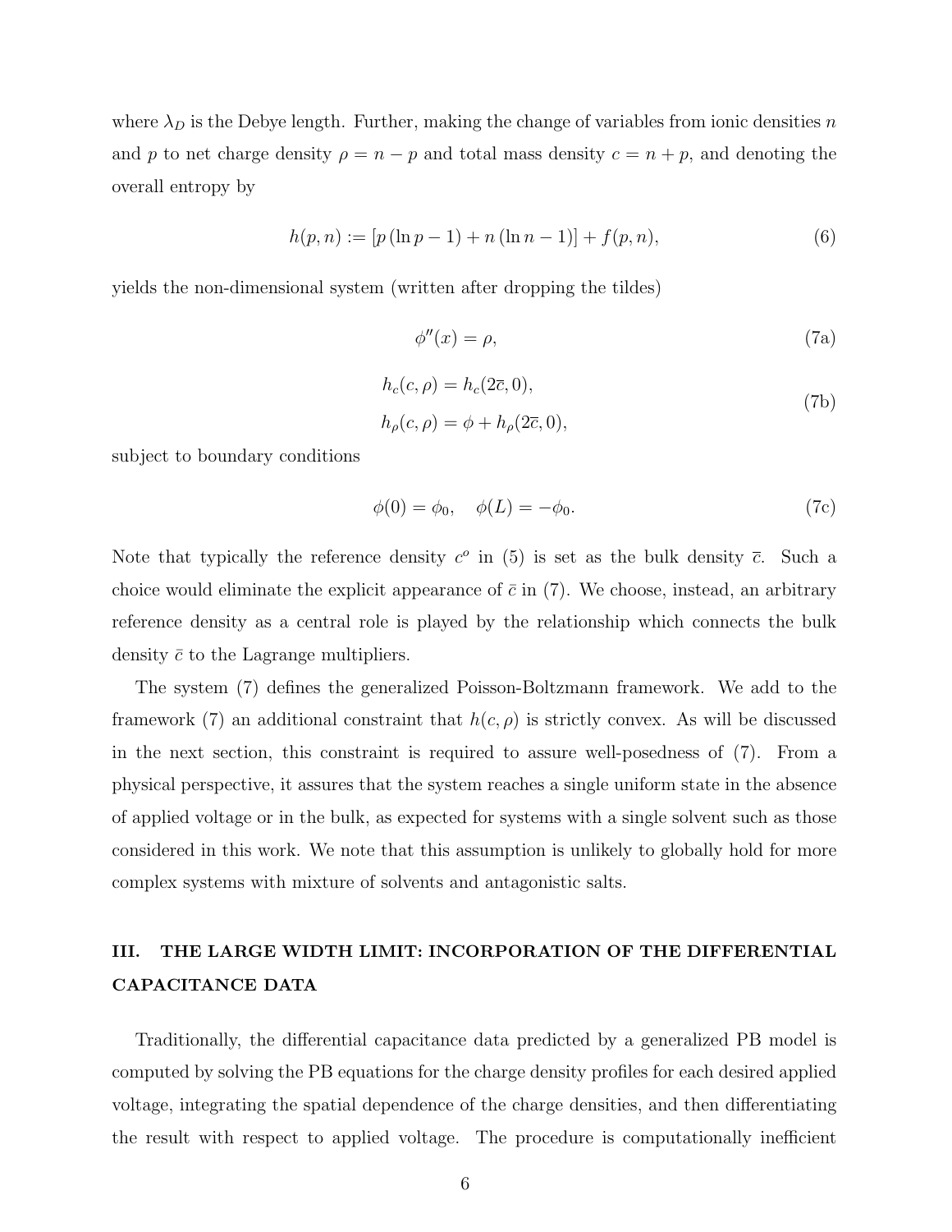where $\lambda_D$ is the Debye length. Further, making the change of variables from ionic densities $n$ and $p$ to net charge density $\rho = n - p$ and total mass density $c = n + p$, and denoting the overall entropy by

$$h(p,n) := [p(\ln p - 1) + n(\ln n - 1)] + f(p,n), \tag{6}$$

yields the non-dimensional system (written after dropping the tildes)

$$\phi''(x) = \rho, \tag{7a}$$

$$\begin{aligned} h_c(c,\rho) &= h_c(2\overline{c}, 0), \\ h_\rho(c,\rho) &= \phi + h_\rho(2\overline{c}, 0), \end{aligned} \tag{7b}$$

subject to boundary conditions

$$\phi(0) = \phi_0, \quad \phi(L) = -\phi_0. \tag{7c}$$

Note that typically the reference density $c^o$ in (5) is set as the bulk density $\overline{c}$. Such a choice would eliminate the explicit appearance of $\bar{c}$ in (7). We choose, instead, an arbitrary reference density as a central role is played by the relationship which connects the bulk density $\bar{c}$ to the Lagrange multipliers.

The system (7) defines the generalized Poisson-Boltzmann framework. We add to the framework (7) an additional constraint that $h(c,\rho)$ is strictly convex. As will be discussed in the next section, this constraint is required to assure well-posedness of (7). From a physical perspective, it assures that the system reaches a single uniform state in the absence of applied voltage or in the bulk, as expected for systems with a single solvent such as those considered in this work. We note that this assumption is unlikely to globally hold for more complex systems with mixture of solvents and antagonistic salts.

## III. THE LARGE WIDTH LIMIT: INCORPORATION OF THE DIFFERENTIAL CAPACITANCE DATA

Traditionally, the differential capacitance data predicted by a generalized PB model is computed by solving the PB equations for the charge density profiles for each desired applied voltage, integrating the spatial dependence of the charge densities, and then differentiating the result with respect to applied voltage. The procedure is computationally inefficient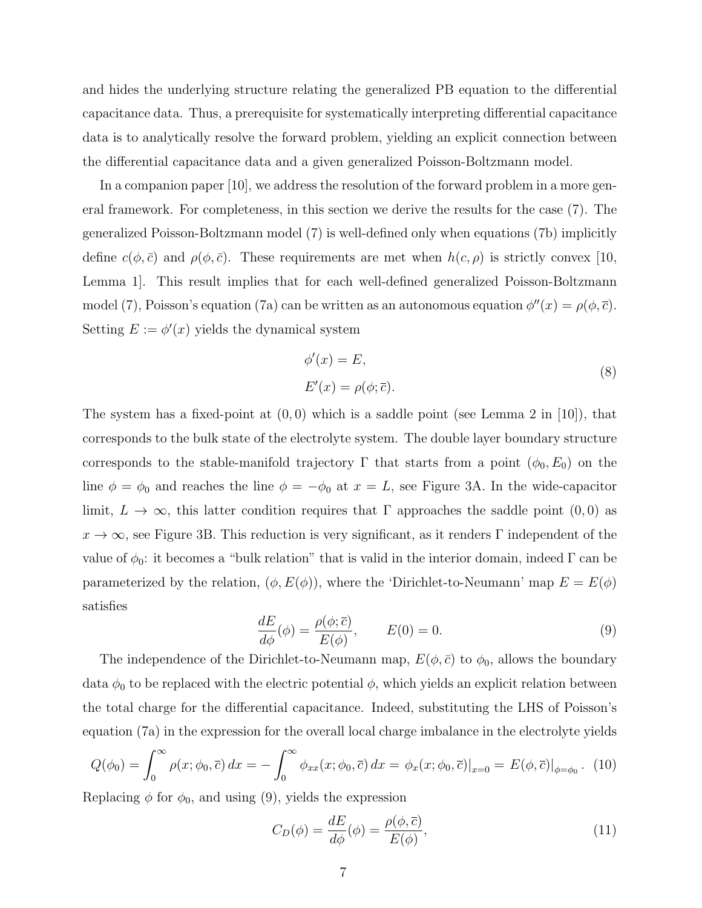and hides the underlying structure relating the generalized PB equation to the differential capacitance data. Thus, a prerequisite for systematically interpreting differential capacitance data is to analytically resolve the forward problem, yielding an explicit connection between the differential capacitance data and a given generalized Poisson-Boltzmann model.

In a companion paper [10], we address the resolution of the forward problem in a more general framework. For completeness, in this section we derive the results for the case (7). The generalized Poisson-Boltzmann model (7) is well-defined only when equations (7b) implicitly define $c(\phi, \bar{c})$ and $\rho(\phi, \bar{c})$. These requirements are met when $h(c, \rho)$ is strictly convex [10, Lemma 1]. This result implies that for each well-defined generalized Poisson-Boltzmann model (7), Poisson's equation (7a) can be written as an autonomous equation $\phi''(x) = \rho(\phi, \bar{c})$. Setting $E := \phi'(x)$ yields the dynamical system

$$
\begin{aligned}
\phi'(x) &= E, \\
E'(x) &= \rho(\phi; \bar{c}).
\end{aligned}
\tag{8}
$$

The system has a fixed-point at $(0, 0)$ which is a saddle point (see Lemma 2 in [10]), that corresponds to the bulk state of the electrolyte system. The double layer boundary structure corresponds to the stable-manifold trajectory $\Gamma$ that starts from a point $(\phi_0, E_0)$ on the line $\phi = \phi_0$ and reaches the line $\phi = -\phi_0$ at $x = L$, see Figure 3A. In the wide-capacitor limit, $L \to \infty$, this latter condition requires that $\Gamma$ approaches the saddle point $(0, 0)$ as $x \to \infty$, see Figure 3B. This reduction is very significant, as it renders $\Gamma$ independent of the value of $\phi_0$: it becomes a "bulk relation" that is valid in the interior domain, indeed $\Gamma$ can be parameterized by the relation, $(\phi, E(\phi))$, where the 'Dirichlet-to-Neumann' map $E = E(\phi)$ satisfies

$$
\frac{dE}{d\phi}(\phi) = \frac{\rho(\phi; \bar{c})}{E(\phi)}, \qquad E(0) = 0. \tag{9}
$$

The independence of the Dirichlet-to-Neumann map, $E(\phi, \bar{c})$ to $\phi_0$, allows the boundary data $\phi_0$ to be replaced with the electric potential $\phi$, which yields an explicit relation between the total charge for the differential capacitance. Indeed, substituting the LHS of Poisson's equation (7a) in the expression for the overall local charge imbalance in the electrolyte yields

$$
Q(\phi_0) = \int_0^\infty \rho(x; \phi_0, \bar{c})\, dx = -\int_0^\infty \phi_{xx}(x; \phi_0, \bar{c})\, dx = \phi_x(x; \phi_0, \bar{c})\big|_{x=0} = E(\phi, \bar{c})\big|_{\phi=\phi_0}. \tag{10}
$$

Replacing $\phi$ for $\phi_0$, and using (9), yields the expression

$$
C_D(\phi) = \frac{dE}{d\phi}(\phi) = \frac{\rho(\phi, \bar{c})}{E(\phi)}, \tag{11}
$$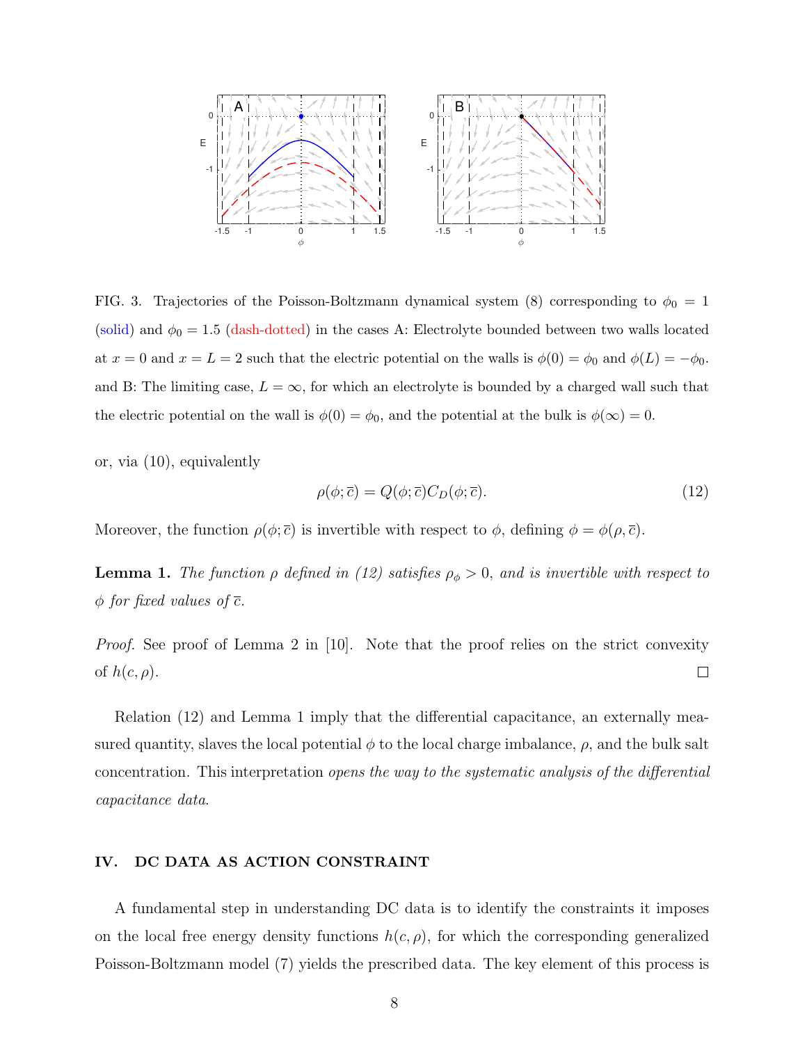FIG. 3. Trajectories of the Poisson-Boltzmann dynamical system (8) corresponding to $\phi_0 = 1$ (solid) and $\phi_0 = 1.5$ (dash-dotted) in the cases A: Electrolyte bounded between two walls located at $x = 0$ and $x = L = 2$ such that the electric potential on the walls is $\phi(0) = \phi_0$ and $\phi(L) = -\phi_0$. and B: The limiting case, $L = \infty$, for which an electrolyte is bounded by a charged wall such that the electric potential on the wall is $\phi(0) = \phi_0$, and the potential at the bulk is $\phi(\infty) = 0$.

or, via (10), equivalently

$$\rho(\phi; \bar{c}) = Q(\phi; \bar{c}) C_D(\phi; \bar{c}). \tag{12}$$

Moreover, the function $\rho(\phi; \bar{c})$ is invertible with respect to $\phi$, defining $\phi = \phi(\rho, \bar{c})$.

**Lemma 1.** *The function $\rho$ defined in (12) satisfies $\rho_\phi > 0$, and is invertible with respect to $\phi$ for fixed values of $\bar{c}$.*

*Proof.* See proof of Lemma 2 in [10]. Note that the proof relies on the strict convexity of $h(c, \rho)$. □

Relation (12) and Lemma 1 imply that the differential capacitance, an externally measured quantity, slaves the local potential $\phi$ to the local charge imbalance, $\rho$, and the bulk salt concentration. This interpretation *opens the way to the systematic analysis of the differential capacitance data*.

## IV. DC DATA AS ACTION CONSTRAINT

A fundamental step in understanding DC data is to identify the constraints it imposes on the local free energy density functions $h(c, \rho)$, for which the corresponding generalized Poisson-Boltzmann model (7) yields the prescribed data. The key element of this process is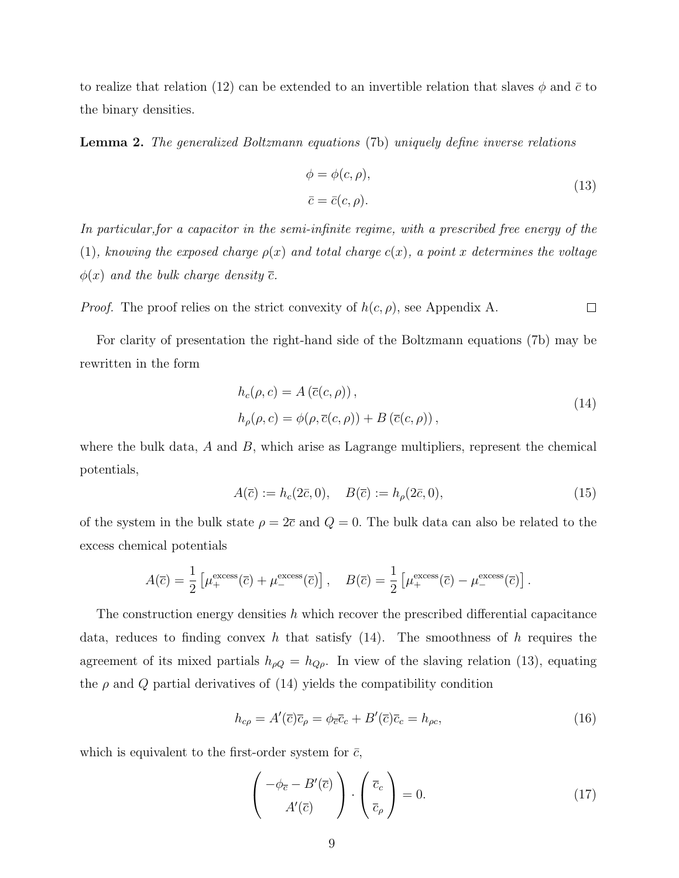to realize that relation (12) can be extended to an invertible relation that slaves $\phi$ and $\bar{c}$ to the binary densities.

**Lemma 2.** *The generalized Boltzmann equations* (7b) *uniquely define inverse relations*

$$
\begin{aligned}
\phi &= \phi(c, \rho), \\
\bar{c} &= \bar{c}(c, \rho).
\end{aligned}
\tag{13}
$$

*In particular,for a capacitor in the semi-infinite regime, with a prescribed free energy of the* (1)*, knowing the exposed charge $\rho(x)$ and total charge $c(x)$, a point $x$ determines the voltage $\phi(x)$ and the bulk charge density $\bar{c}$.*

*Proof.* The proof relies on the strict convexity of $h(c, \rho)$, see Appendix A. □

For clarity of presentation the right-hand side of the Boltzmann equations (7b) may be rewritten in the form

$$
\begin{aligned}
h_c(\rho, c) &= A\left(\bar{c}(c, \rho)\right), \\
h_\rho(\rho, c) &= \phi(\rho, \bar{c}(c, \rho)) + B\left(\bar{c}(c, \rho)\right),
\end{aligned}
\tag{14}
$$

where the bulk data, $A$ and $B$, which arise as Lagrange multipliers, represent the chemical potentials,

$$
A(\bar{c}) := h_c(2\bar{c}, 0), \quad B(\bar{c}) := h_\rho(2\bar{c}, 0), \tag{15}
$$

of the system in the bulk state $\rho = 2\overline{c}$ and $Q = 0$. The bulk data can also be related to the excess chemical potentials

$$
A(\overline{c}) = \frac{1}{2}\left[\mu_+^{\text{excess}}(\overline{c}) + \mu_-^{\text{excess}}(\overline{c})\right], \quad B(\overline{c}) = \frac{1}{2}\left[\mu_+^{\text{excess}}(\overline{c}) - \mu_-^{\text{excess}}(\overline{c})\right].
$$

The construction energy densities $h$ which recover the prescribed differential capacitance data, reduces to finding convex $h$ that satisfy (14). The smoothness of $h$ requires the agreement of its mixed partials $h_{\rho Q} = h_{Q\rho}$. In view of the slaving relation (13), equating the $\rho$ and $Q$ partial derivatives of (14) yields the compatibility condition

$$
h_{c\rho} = A'(\overline{c})\overline{c}_\rho = \phi_{\overline{c}}\overline{c}_c + B'(\overline{c})\overline{c}_c = h_{\rho c}, \tag{16}
$$

which is equivalent to the first-order system for $\bar{c}$,

$$
\begin{pmatrix} -\phi_{\overline{c}} - B'(\overline{c}) \\ A'(\overline{c}) \end{pmatrix} \cdot \begin{pmatrix} \overline{c}_c \\ \overline{c}_\rho \end{pmatrix} = 0. \tag{17}
$$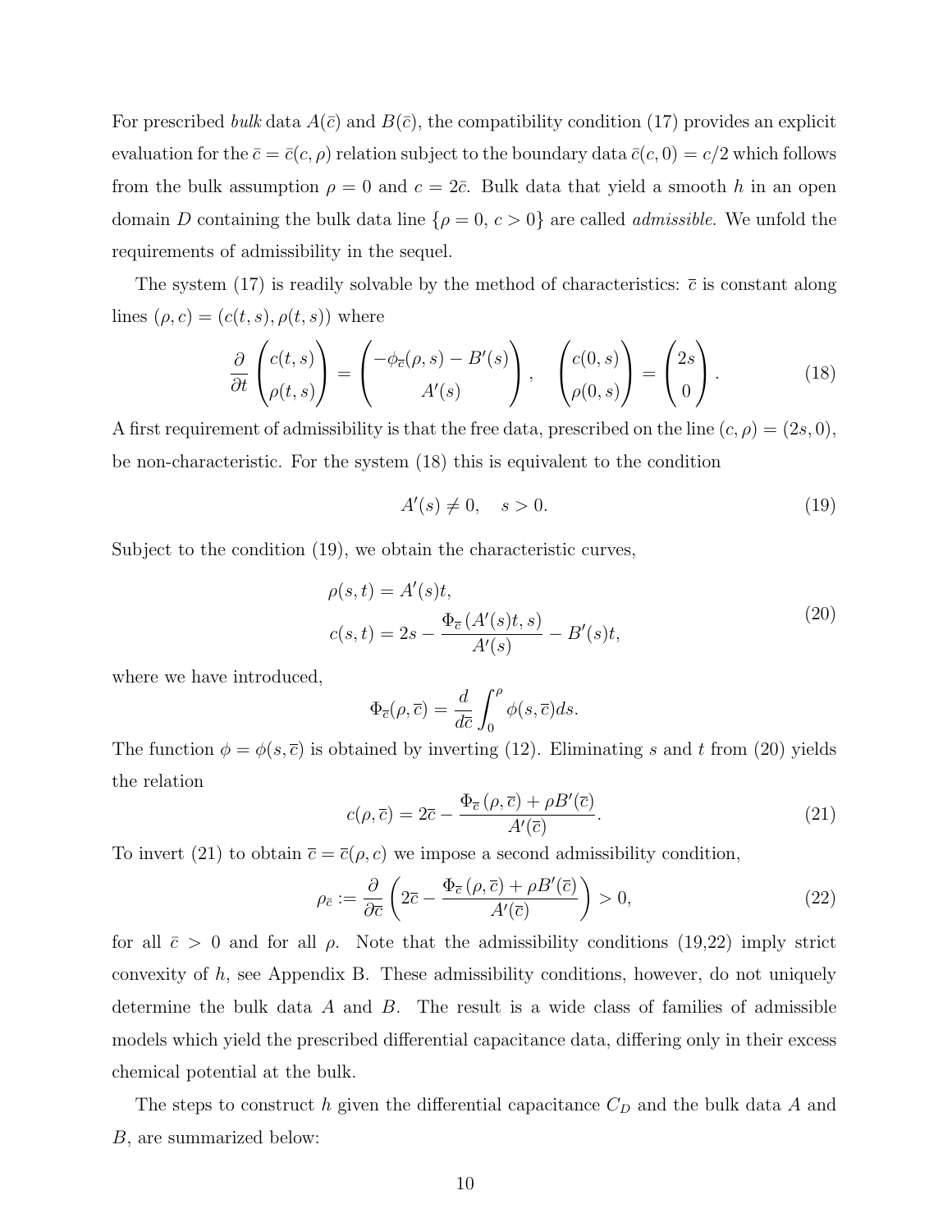For prescribed *bulk* data $A(\bar{c})$ and $B(\bar{c})$, the compatibility condition (17) provides an explicit evaluation for the $\bar{c} = \bar{c}(c, \rho)$ relation subject to the boundary data $\bar{c}(c, 0) = c/2$ which follows from the bulk assumption $\rho = 0$ and $c = 2\bar{c}$. Bulk data that yield a smooth $h$ in an open domain $D$ containing the bulk data line $\{\rho = 0,\, c > 0\}$ are called *admissible*. We unfold the requirements of admissibility in the sequel.

The system (17) is readily solvable by the method of characteristics: $\bar{c}$ is constant along lines $(\rho, c) = (c(t, s), \rho(t, s))$ where

$$
\frac{\partial}{\partial t}\begin{pmatrix} c(t,s) \\ \rho(t,s) \end{pmatrix} = \begin{pmatrix} -\phi_{\bar{c}}(\rho, s) - B'(s) \\ A'(s) \end{pmatrix}, \quad \begin{pmatrix} c(0,s) \\ \rho(0,s) \end{pmatrix} = \begin{pmatrix} 2s \\ 0 \end{pmatrix}. \tag{18}
$$

A first requirement of admissibility is that the free data, prescribed on the line $(c, \rho) = (2s, 0)$, be non-characteristic. For the system (18) this is equivalent to the condition

$$
A'(s) \neq 0, \quad s > 0. \tag{19}
$$

Subject to the condition (19), we obtain the characteristic curves,

$$
\begin{aligned}
\rho(s,t) &= A'(s)t, \\
c(s,t) &= 2s - \frac{\Phi_{\bar{c}}\left(A'(s)t, s\right)}{A'(s)} - B'(s)t,
\end{aligned} \tag{20}
$$

where we have introduced,

$$
\Phi_{\bar{c}}(\rho, \bar{c}) = \frac{d}{d\bar{c}} \int_0^{\rho} \phi(s, \bar{c}) ds.
$$

The function $\phi = \phi(s, \bar{c})$ is obtained by inverting (12). Eliminating $s$ and $t$ from (20) yields the relation

$$
c(\rho, \bar{c}) = 2\bar{c} - \frac{\Phi_{\bar{c}}\left(\rho, \bar{c}\right) + \rho B'(\bar{c})}{A'(\bar{c})}. \tag{21}
$$

To invert (21) to obtain $\bar{c} = \bar{c}(\rho, c)$ we impose a second admissibility condition,

$$
\rho_{\bar{c}} := \frac{\partial}{\partial \bar{c}} \left( 2\bar{c} - \frac{\Phi_{\bar{c}}\left(\rho, \bar{c}\right) + \rho B'(\bar{c})}{A'(\bar{c})} \right) > 0, \tag{22}
$$

for all $\bar{c} > 0$ and for all $\rho$. Note that the admissibility conditions (19,22) imply strict convexity of $h$, see Appendix B. These admissibility conditions, however, do not uniquely determine the bulk data $A$ and $B$. The result is a wide class of families of admissible models which yield the prescribed differential capacitance data, differing only in their excess chemical potential at the bulk.

The steps to construct $h$ given the differential capacitance $C_D$ and the bulk data $A$ and $B$, are summarized below: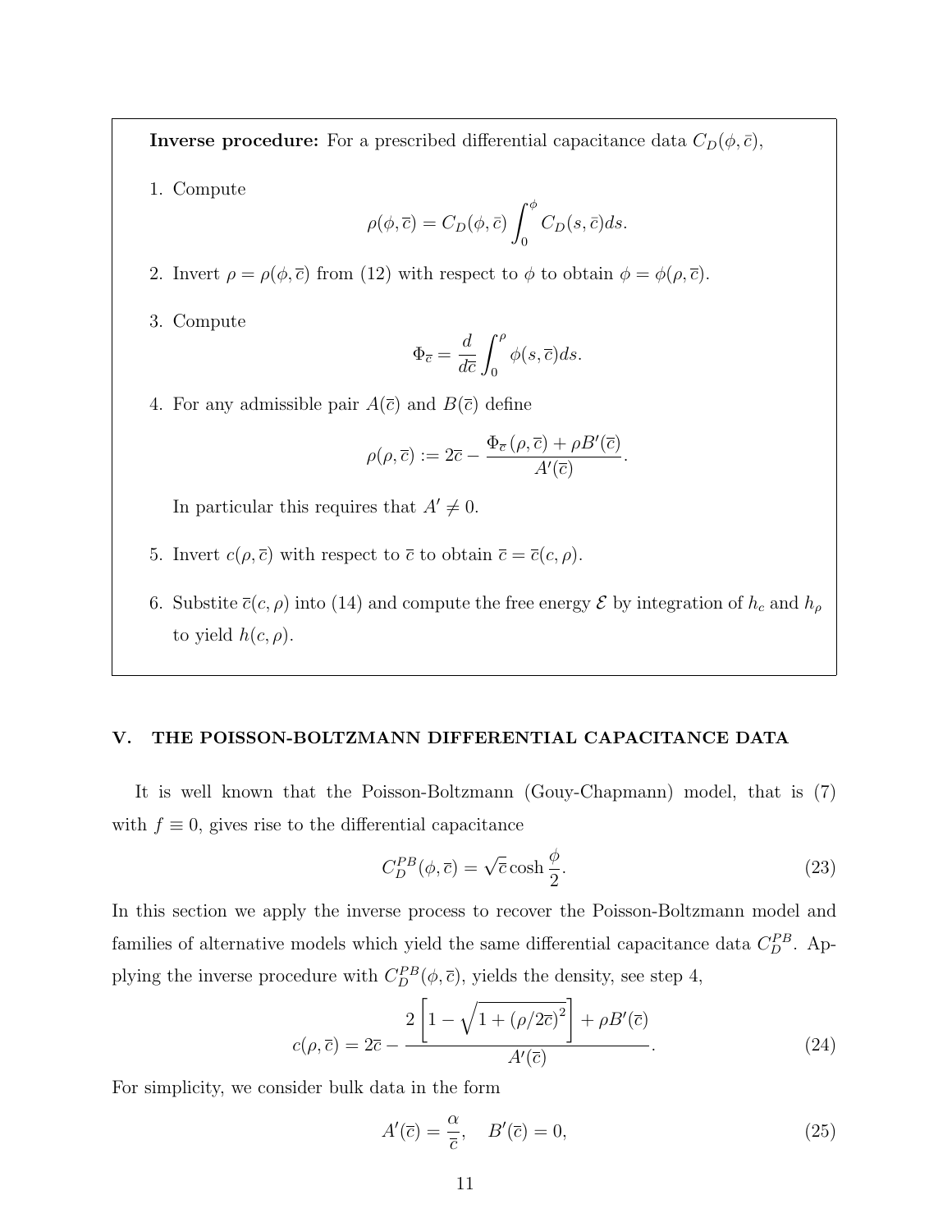**Inverse procedure:** For a prescribed differential capacitance data $C_D(\phi, \bar{c})$,

1. Compute
$$\rho(\phi, \bar{c}) = C_D(\phi, \bar{c}) \int_0^\phi C_D(s, \bar{c}) ds.$$

2. Invert $\rho = \rho(\phi, \overline{c})$ from (12) with respect to $\phi$ to obtain $\phi = \phi(\rho, \overline{c})$.

3. Compute
$$\Phi_{\overline{c}} = \frac{d}{d\overline{c}} \int_0^\rho \phi(s, \overline{c}) ds.$$

4. For any admissible pair $A(\overline{c})$ and $B(\overline{c})$ define
$$\rho(\rho, \overline{c}) := 2\overline{c} - \frac{\Phi_{\overline{c}}(\rho, \overline{c}) + \rho B'(\overline{c})}{A'(\overline{c})}.$$
   In particular this requires that $A' \neq 0$.

5. Invert $c(\rho, \overline{c})$ with respect to $\overline{c}$ to obtain $\overline{c} = \overline{c}(c, \rho)$.

6. Substite $\overline{c}(c, \rho)$ into (14) and compute the free energy $\mathcal{E}$ by integration of $h_c$ and $h_\rho$ to yield $h(c, \rho)$.

## V. THE POISSON-BOLTZMANN DIFFERENTIAL CAPACITANCE DATA

It is well known that the Poisson-Boltzmann (Gouy-Chapmann) model, that is (7) with $f \equiv 0$, gives rise to the differential capacitance

$$C_D^{PB}(\phi, \overline{c}) = \sqrt{\overline{c}} \cosh \frac{\phi}{2}. \tag{23}$$

In this section we apply the inverse process to recover the Poisson-Boltzmann model and families of alternative models which yield the same differential capacitance data $C_D^{PB}$. Applying the inverse procedure with $C_D^{PB}(\phi, \overline{c})$, yields the density, see step 4,

$$c(\rho, \overline{c}) = 2\overline{c} - \frac{2\left[1 - \sqrt{1 + (\rho/2\overline{c})^2}\right] + \rho B'(\overline{c})}{A'(\overline{c})}. \tag{24}$$

For simplicity, we consider bulk data in the form

$$A'(\overline{c}) = \frac{\alpha}{\overline{c}}, \quad B'(\overline{c}) = 0, \tag{25}$$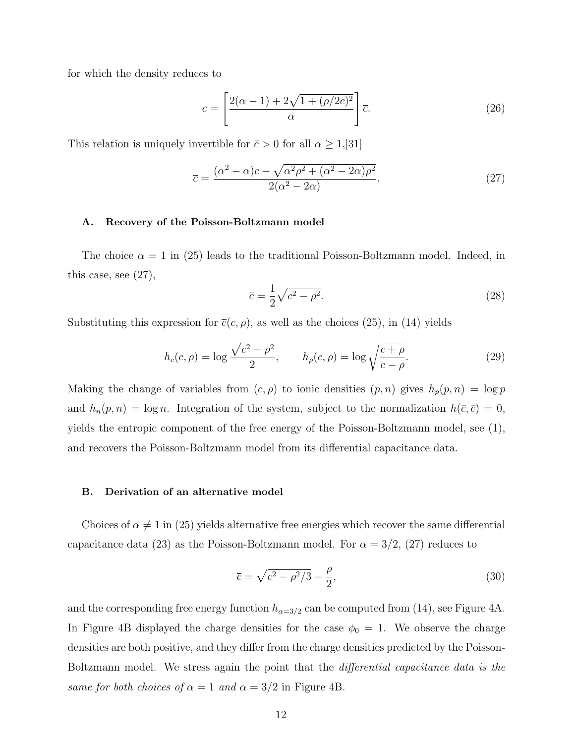for which the density reduces to

$$c = \left[ \frac{2(\alpha - 1) + 2\sqrt{1 + (\rho/2\bar{c})^2}}{\alpha} \right] \bar{c}. \tag{26}$$

This relation is uniquely invertible for $\bar{c} > 0$ for all $\alpha \geq 1$,[31]

$$\bar{c} = \frac{(\alpha^2 - \alpha)c - \sqrt{\alpha^2 \rho^2 + (\alpha^2 - 2\alpha)\rho^2}}{2(\alpha^2 - 2\alpha)}. \tag{27}$$

### A. Recovery of the Poisson-Boltzmann model

The choice $\alpha = 1$ in (25) leads to the traditional Poisson-Boltzmann model. Indeed, in this case, see (27),

$$\bar{c} = \frac{1}{2}\sqrt{c^2 - \rho^2}. \tag{28}$$

Substituting this expression for $\bar{c}(c, \rho)$, as well as the choices (25), in (14) yields

$$h_c(c, \rho) = \log \frac{\sqrt{c^2 - \rho^2}}{2}, \qquad h_\rho(c, \rho) = \log \sqrt{\frac{c + \rho}{c - \rho}}. \tag{29}$$

Making the change of variables from $(c, \rho)$ to ionic densities $(p, n)$ gives $h_p(p, n) = \log p$ and $h_n(p, n) = \log n$. Integration of the system, subject to the normalization $h(\bar{c}, \bar{c}) = 0$, yields the entropic component of the free energy of the Poisson-Boltzmann model, see (1), and recovers the Poisson-Boltzmann model from its differential capacitance data.

### B. Derivation of an alternative model

Choices of $\alpha \neq 1$ in (25) yields alternative free energies which recover the same differential capacitance data (23) as the Poisson-Boltzmann model. For $\alpha = 3/2$, (27) reduces to

$$\bar{c} = \sqrt{c^2 - \rho^2/3} - \frac{\rho}{2}, \tag{30}$$

and the corresponding free energy function $h_{\alpha=3/2}$ can be computed from (14), see Figure 4A. In Figure 4B displayed the charge densities for the case $\phi_0 = 1$. We observe the charge densities are both positive, and they differ from the charge densities predicted by the Poisson-Boltzmann model. We stress again the point that the *differential capacitance data is the same for both choices of $\alpha = 1$ and $\alpha = 3/2$* in Figure 4B.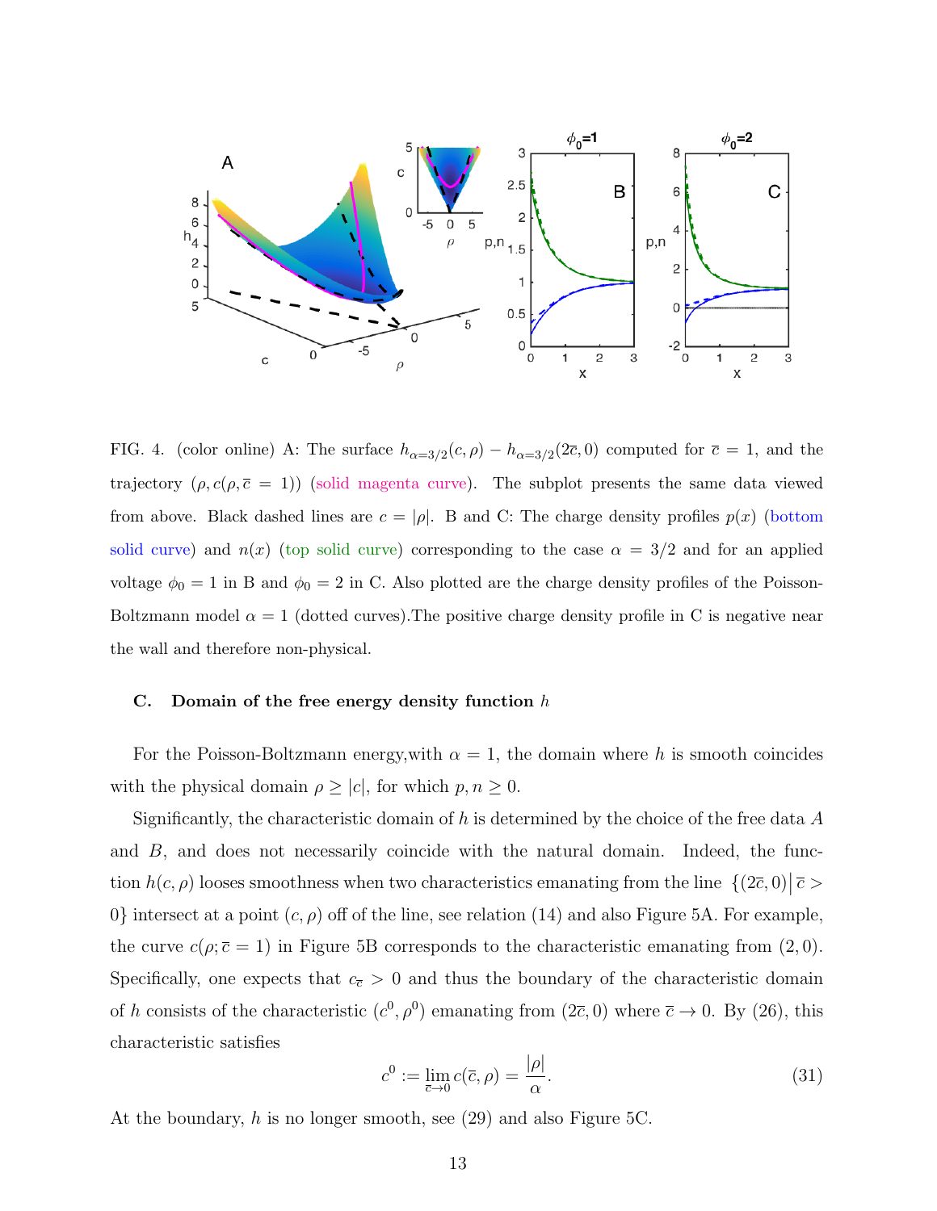FIG. 4. (color online) A: The surface $h_{\alpha=3/2}(c,\rho) - h_{\alpha=3/2}(2\overline{c},0)$ computed for $\overline{c} = 1$, and the trajectory $(\rho, c(\rho, \overline{c} = 1))$ (solid magenta curve). The subplot presents the same data viewed from above. Black dashed lines are $c = |\rho|$. B and C: The charge density profiles $p(x)$ (bottom solid curve) and $n(x)$ (top solid curve) corresponding to the case $\alpha = 3/2$ and for an applied voltage $\phi_0 = 1$ in B and $\phi_0 = 2$ in C. Also plotted are the charge density profiles of the Poisson-Boltzmann model $\alpha = 1$ (dotted curves).The positive charge density profile in C is negative near the wall and therefore non-physical.

### C. Domain of the free energy density function $h$

For the Poisson-Boltzmann energy,with $\alpha = 1$, the domain where $h$ is smooth coincides with the physical domain $\rho \geq |c|$, for which $p, n \geq 0$.

Significantly, the characteristic domain of $h$ is determined by the choice of the free data $A$ and $B$, and does not necessarily coincide with the natural domain. Indeed, the function $h(c,\rho)$ looses smoothness when two characteristics emanating from the line $\{(2\overline{c}, 0) \,|\, \overline{c} > 0\}$ intersect at a point $(c,\rho)$ off of the line, see relation (14) and also Figure 5A. For example, the curve $c(\rho; \overline{c} = 1)$ in Figure 5B corresponds to the characteristic emanating from $(2,0)$. Specifically, one expects that $c_{\overline{c}} > 0$ and thus the boundary of the characteristic domain of $h$ consists of the characteristic $(c^0, \rho^0)$ emanating from $(2\overline{c}, 0)$ where $\overline{c} \to 0$. By (26), this characteristic satisfies

$$c^0 := \lim_{\overline{c} \to 0} c(\overline{c}, \rho) = \frac{|\rho|}{\alpha}. \tag{31}$$

At the boundary, $h$ is no longer smooth, see (29) and also Figure 5C.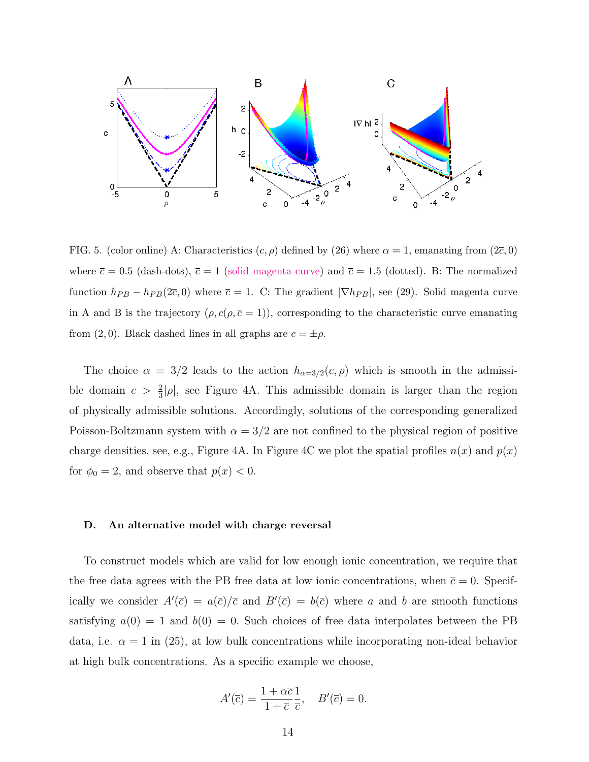FIG. 5. (color online) A: Characteristics $(c, \rho)$ defined by (26) where $\alpha = 1$, emanating from $(2\bar{c}, 0)$ where $\bar{c} = 0.5$ (dash-dots), $\bar{c} = 1$ (solid magenta curve) and $\bar{c} = 1.5$ (dotted). B: The normalized function $h_{PB} - h_{PB}(2\bar{c}, 0)$ where $\bar{c} = 1$. C: The gradient $|\nabla h_{PB}|$, see (29). Solid magenta curve in A and B is the trajectory $(\rho, c(\rho, \bar{c} = 1))$, corresponding to the characteristic curve emanating from $(2, 0)$. Black dashed lines in all graphs are $c = \pm\rho$.

The choice $\alpha = 3/2$ leads to the action $h_{\alpha=3/2}(c, \rho)$ which is smooth in the admissible domain $c > \frac{2}{3}|\rho|$, see Figure 4A. This admissible domain is larger than the region of physically admissible solutions. Accordingly, solutions of the corresponding generalized Poisson-Boltzmann system with $\alpha = 3/2$ are not confined to the physical region of positive charge densities, see, e.g., Figure 4A. In Figure 4C we plot the spatial profiles $n(x)$ and $p(x)$ for $\phi_0 = 2$, and observe that $p(x) < 0$.

### D. An alternative model with charge reversal

To construct models which are valid for low enough ionic concentration, we require that the free data agrees with the PB free data at low ionic concentrations, when $\bar{c} = 0$. Specifically we consider $A'(\bar{c}) = a(\bar{c})/\bar{c}$ and $B'(\bar{c}) = b(\bar{c})$ where $a$ and $b$ are smooth functions satisfying $a(0) = 1$ and $b(0) = 0$. Such choices of free data interpolates between the PB data, i.e. $\alpha = 1$ in (25), at low bulk concentrations while incorporating non-ideal behavior at high bulk concentrations. As a specific example we choose,

$$A'(\bar{c}) = \frac{1 + \alpha\bar{c}}{1 + \bar{c}}\frac{1}{\bar{c}}, \quad B'(\bar{c}) = 0.$$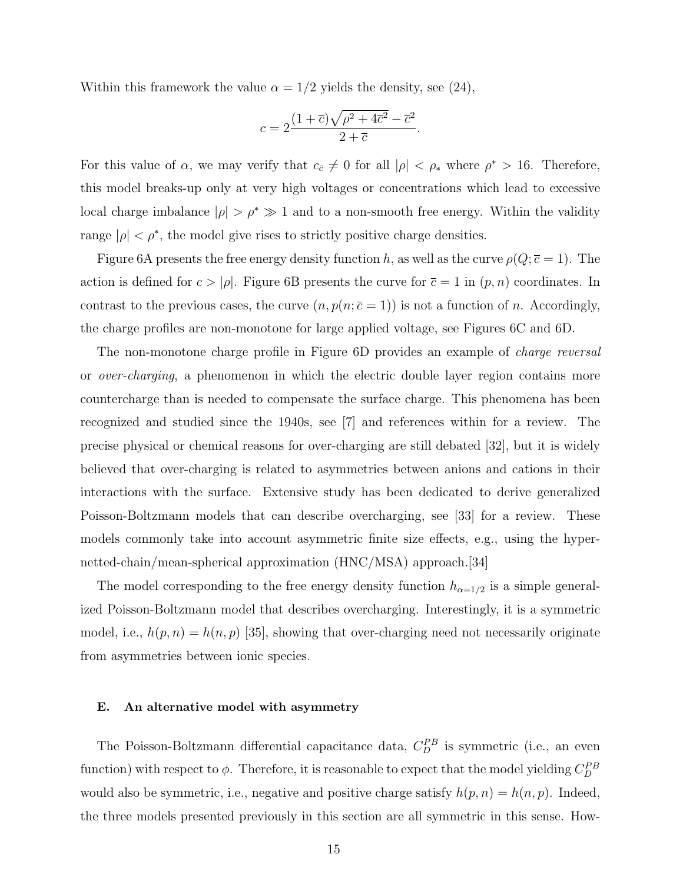Within this framework the value $\alpha = 1/2$ yields the density, see (24),

$$c = 2\frac{(1+\overline{c})\sqrt{\rho^2 + 4\overline{c}^2} - \overline{c}^2}{2+\overline{c}}.$$

For this value of $\alpha$, we may verify that $c_{\overline{c}} \neq 0$ for all $|\rho| < \rho_*$ where $\rho^* > 16$. Therefore, this model breaks-up only at very high voltages or concentrations which lead to excessive local charge imbalance $|\rho| > \rho^* \gg 1$ and to a non-smooth free energy. Within the validity range $|\rho| < \rho^*$, the model give rises to strictly positive charge densities.

Figure 6A presents the free energy density function $h$, as well as the curve $\rho(Q; \overline{c} = 1)$. The action is defined for $c > |\rho|$. Figure 6B presents the curve for $\overline{c} = 1$ in $(p, n)$ coordinates. In contrast to the previous cases, the curve $(n, p(n; \overline{c} = 1))$ is not a function of $n$. Accordingly, the charge profiles are non-monotone for large applied voltage, see Figures 6C and 6D.

The non-monotone charge profile in Figure 6D provides an example of *charge reversal* or *over-charging*, a phenomenon in which the electric double layer region contains more countercharge than is needed to compensate the surface charge. This phenomena has been recognized and studied since the 1940s, see [7] and references within for a review. The precise physical or chemical reasons for over-charging are still debated [32], but it is widely believed that over-charging is related to asymmetries between anions and cations in their interactions with the surface. Extensive study has been dedicated to derive generalized Poisson-Boltzmann models that can describe overcharging, see [33] for a review. These models commonly take into account asymmetric finite size effects, e.g., using the hyper-netted-chain/mean-spherical approximation (HNC/MSA) approach.[34]

The model corresponding to the free energy density function $h_{\alpha=1/2}$ is a simple generalized Poisson-Boltzmann model that describes overcharging. Interestingly, it is a symmetric model, i.e., $h(p, n) = h(n, p)$ [35], showing that over-charging need not necessarily originate from asymmetries between ionic species.

#### E. An alternative model with asymmetry

The Poisson-Boltzmann differential capacitance data, $C_D^{PB}$ is symmetric (i.e., an even function) with respect to $\phi$. Therefore, it is reasonable to expect that the model yielding $C_D^{PB}$ would also be symmetric, i.e., negative and positive charge satisfy $h(p, n) = h(n, p)$. Indeed, the three models presented previously in this section are all symmetric in this sense. How-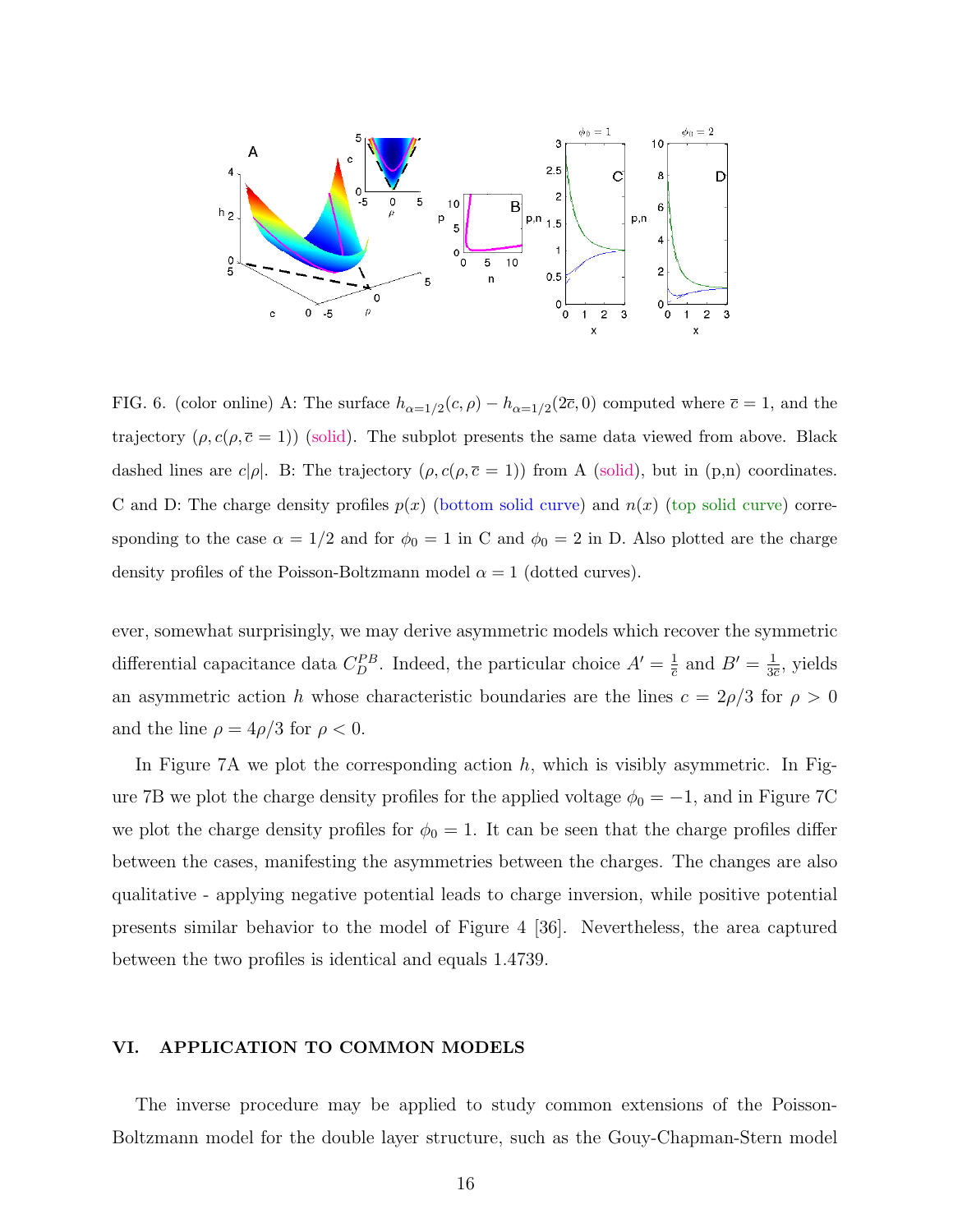FIG. 6. (color online) A: The surface $h_{\alpha=1/2}(c,\rho) - h_{\alpha=1/2}(2\bar{c},0)$ computed where $\bar{c}=1$, and the trajectory $(\rho, c(\rho, \bar{c}=1))$ (solid). The subplot presents the same data viewed from above. Black dashed lines are $c|\rho|$. B: The trajectory $(\rho, c(\rho, \bar{c}=1))$ from A (solid), but in (p,n) coordinates. C and D: The charge density profiles $p(x)$ (bottom solid curve) and $n(x)$ (top solid curve) corresponding to the case $\alpha = 1/2$ and for $\phi_0 = 1$ in C and $\phi_0 = 2$ in D. Also plotted are the charge density profiles of the Poisson-Boltzmann model $\alpha = 1$ (dotted curves).

ever, somewhat surprisingly, we may derive asymmetric models which recover the symmetric differential capacitance data $C_D^{PB}$. Indeed, the particular choice $A' = \frac{1}{\bar{c}}$ and $B' = \frac{1}{3\bar{c}}$, yields an asymmetric action $h$ whose characteristic boundaries are the lines $c = 2\rho/3$ for $\rho > 0$ and the line $\rho = 4\rho/3$ for $\rho < 0$.

In Figure 7A we plot the corresponding action $h$, which is visibly asymmetric. In Figure 7B we plot the charge density profiles for the applied voltage $\phi_0 = -1$, and in Figure 7C we plot the charge density profiles for $\phi_0 = 1$. It can be seen that the charge profiles differ between the cases, manifesting the asymmetries between the charges. The changes are also qualitative - applying negative potential leads to charge inversion, while positive potential presents similar behavior to the model of Figure 4 [36]. Nevertheless, the area captured between the two profiles is identical and equals 1.4739.

## VI. APPLICATION TO COMMON MODELS

The inverse procedure may be applied to study common extensions of the Poisson-Boltzmann model for the double layer structure, such as the Gouy-Chapman-Stern model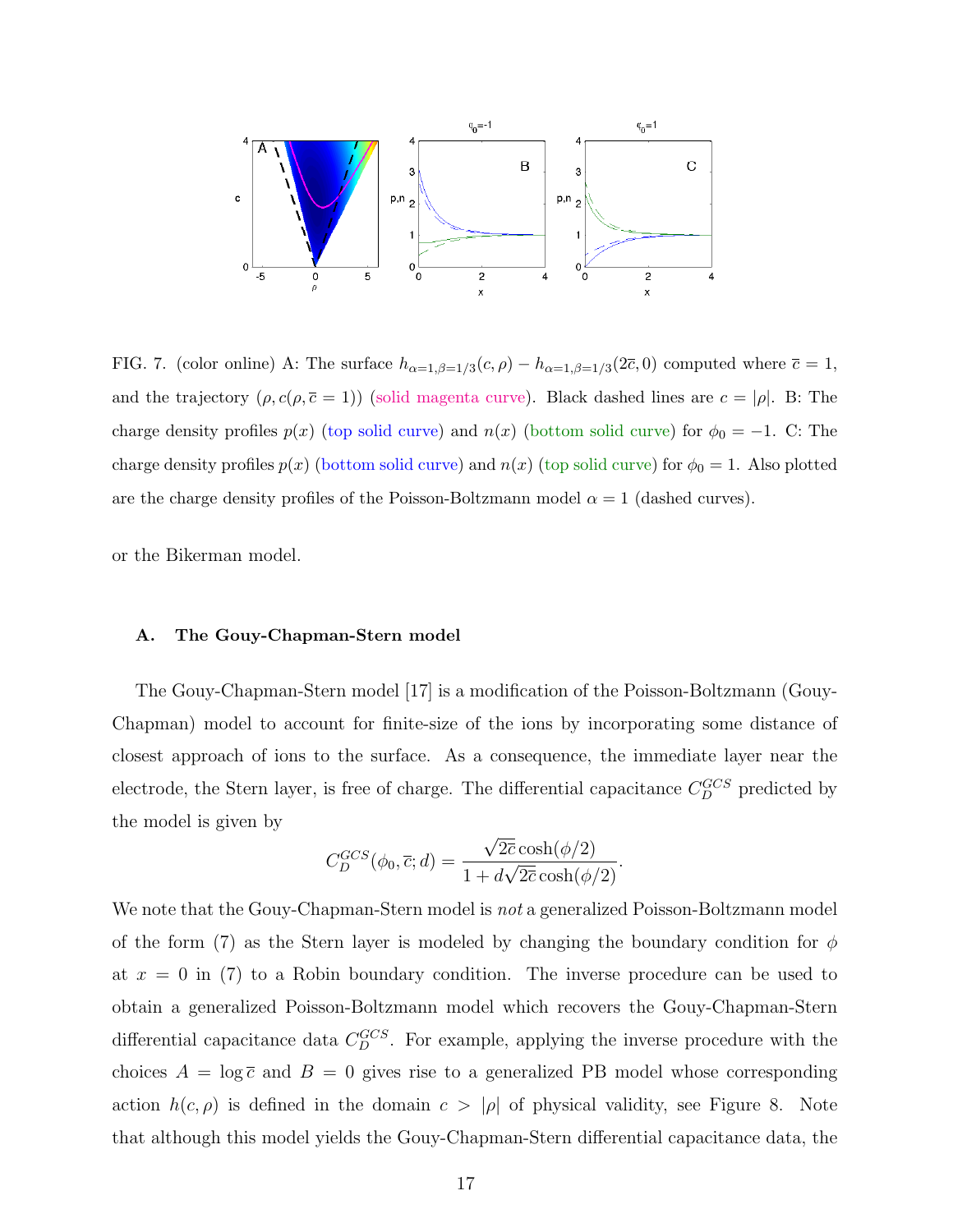FIG. 7. (color online) A: The surface $h_{\alpha=1,\beta=1/3}(c,\rho) - h_{\alpha=1,\beta=1/3}(2\overline{c},0)$ computed where $\overline{c}=1$, and the trajectory $(\rho, c(\rho,\overline{c}=1))$ (solid magenta curve). Black dashed lines are $c=|\rho|$. B: The charge density profiles $p(x)$ (top solid curve) and $n(x)$ (bottom solid curve) for $\phi_0=-1$. C: The charge density profiles $p(x)$ (bottom solid curve) and $n(x)$ (top solid curve) for $\phi_0=1$. Also plotted are the charge density profiles of the Poisson-Boltzmann model $\alpha=1$ (dashed curves).

or the Bikerman model.

### A. The Gouy-Chapman-Stern model

The Gouy-Chapman-Stern model [17] is a modification of the Poisson-Boltzmann (Gouy-Chapman) model to account for finite-size of the ions by incorporating some distance of closest approach of ions to the surface. As a consequence, the immediate layer near the electrode, the Stern layer, is free of charge. The differential capacitance $C_D^{GCS}$ predicted by the model is given by

$$C_D^{GCS}(\phi_0,\overline{c};d) = \frac{\sqrt{2\overline{c}}\cosh(\phi/2)}{1+d\sqrt{2\overline{c}}\cosh(\phi/2)}.$$

We note that the Gouy-Chapman-Stern model is *not* a generalized Poisson-Boltzmann model of the form (7) as the Stern layer is modeled by changing the boundary condition for $\phi$ at $x=0$ in (7) to a Robin boundary condition. The inverse procedure can be used to obtain a generalized Poisson-Boltzmann model which recovers the Gouy-Chapman-Stern differential capacitance data $C_D^{GCS}$. For example, applying the inverse procedure with the choices $A=\log\overline{c}$ and $B=0$ gives rise to a generalized PB model whose corresponding action $h(c,\rho)$ is defined in the domain $c>|\rho|$ of physical validity, see Figure 8. Note that although this model yields the Gouy-Chapman-Stern differential capacitance data, the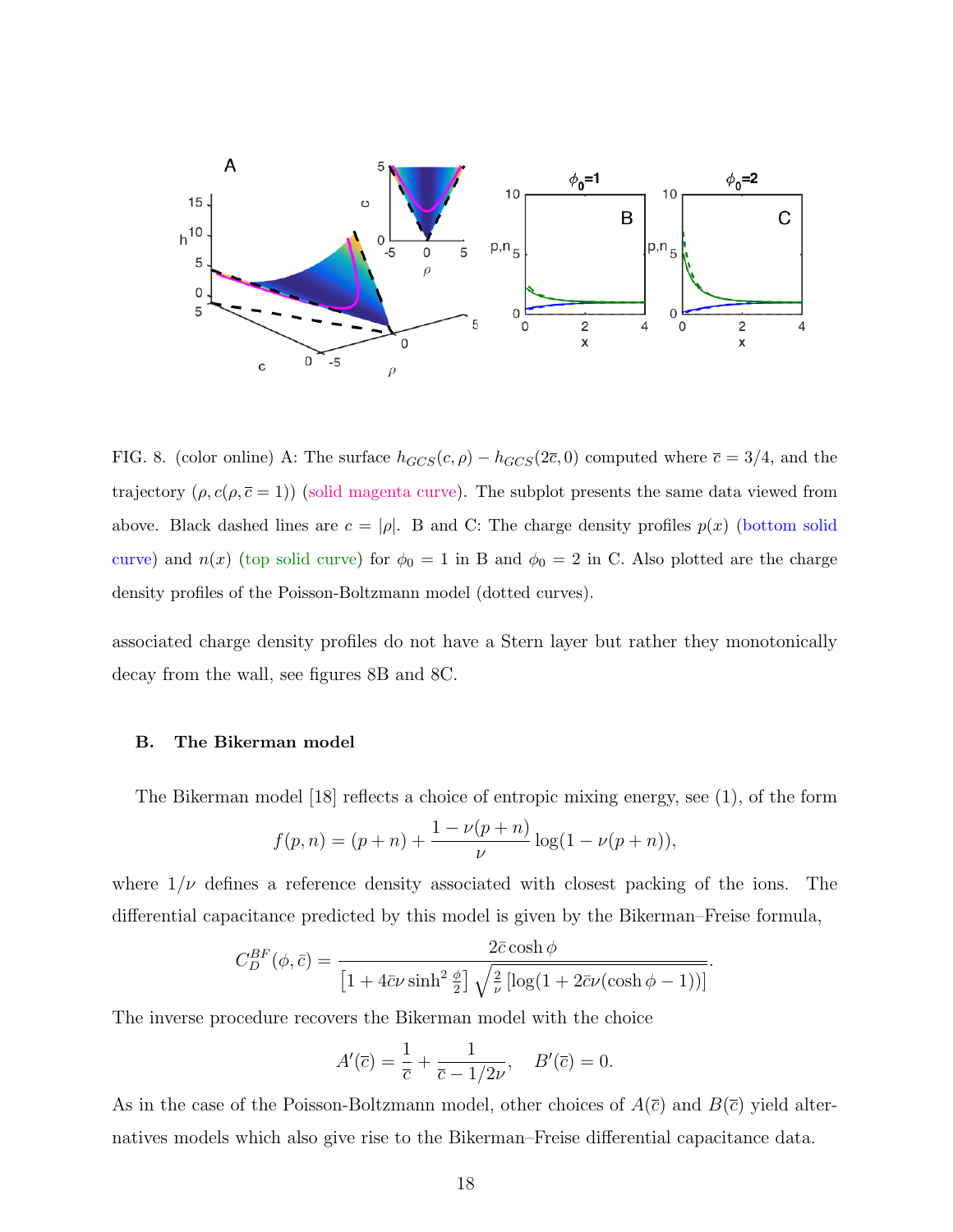FIG. 8. (color online) A: The surface $h_{GCS}(c,\rho) - h_{GCS}(2\bar{c},0)$ computed where $\bar{c} = 3/4$, and the trajectory $(\rho, c(\rho, \bar{c} = 1))$ (solid magenta curve). The subplot presents the same data viewed from above. Black dashed lines are $c = |\rho|$. B and C: The charge density profiles $p(x)$ (bottom solid curve) and $n(x)$ (top solid curve) for $\phi_0 = 1$ in B and $\phi_0 = 2$ in C. Also plotted are the charge density profiles of the Poisson-Boltzmann model (dotted curves).

associated charge density profiles do not have a Stern layer but rather they monotonically decay from the wall, see figures 8B and 8C.

### B. The Bikerman model

The Bikerman model [18] reflects a choice of entropic mixing energy, see (1), of the form

$$f(p,n) = (p+n) + \frac{1-\nu(p+n)}{\nu}\log(1-\nu(p+n)),$$

where $1/\nu$ defines a reference density associated with closest packing of the ions. The differential capacitance predicted by this model is given by the Bikerman–Freise formula,

$$C_D^{BF}(\phi,\bar{c}) = \frac{2\bar{c}\cosh\phi}{\left[1+4\bar{c}\nu\sinh^2\frac{\phi}{2}\right]\sqrt{\frac{2}{\nu}\left[\log(1+2\bar{c}\nu(\cosh\phi-1))\right]}}.$$

The inverse procedure recovers the Bikerman model with the choice

$$A'(\bar{c}) = \frac{1}{\bar{c}} + \frac{1}{\bar{c}-1/2\nu}, \quad B'(\bar{c}) = 0.$$

As in the case of the Poisson-Boltzmann model, other choices of $A(\bar{c})$ and $B(\bar{c})$ yield alternatives models which also give rise to the Bikerman–Freise differential capacitance data.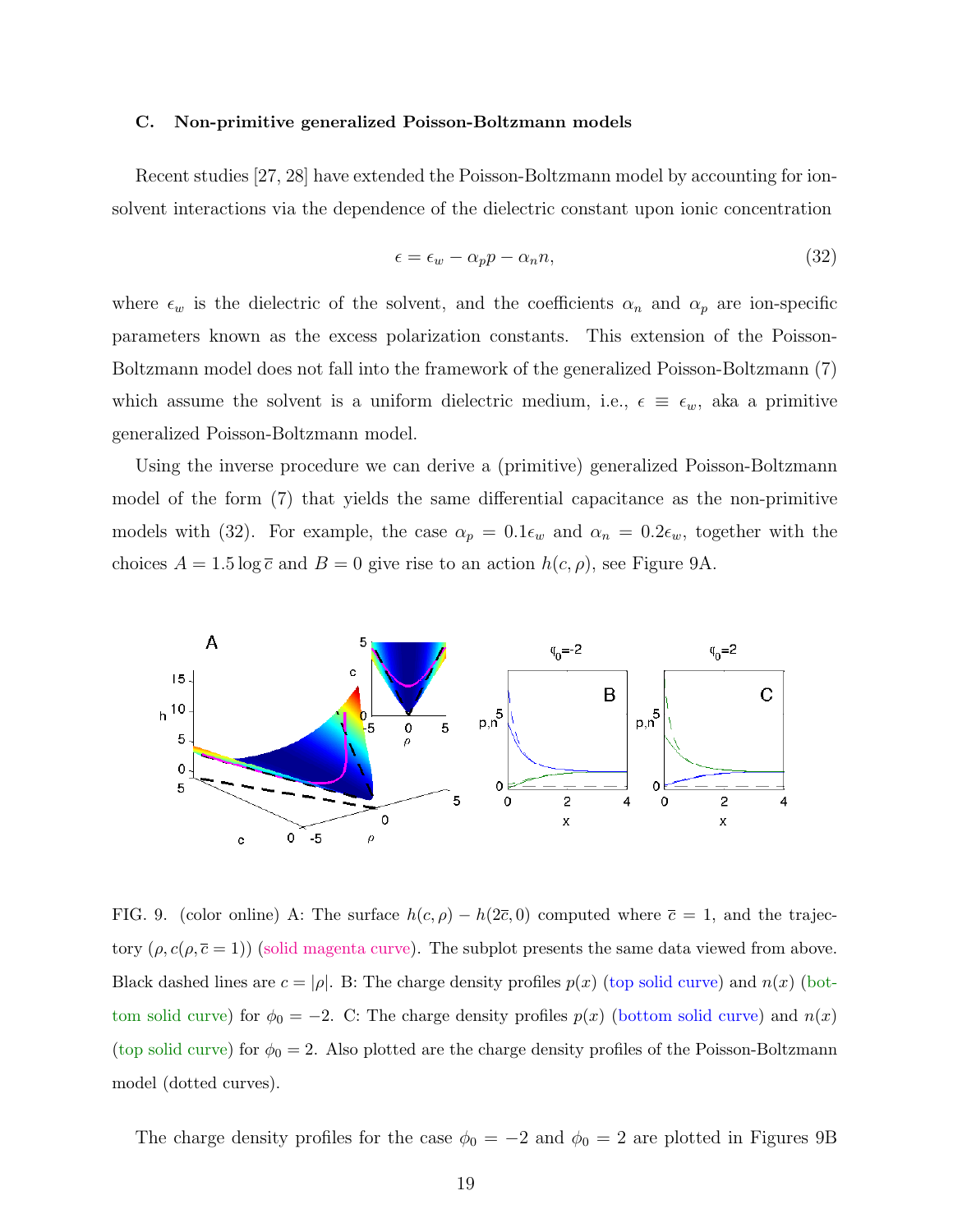### C. Non-primitive generalized Poisson-Boltzmann models

Recent studies [27, 28] have extended the Poisson-Boltzmann model by accounting for ion-solvent interactions via the dependence of the dielectric constant upon ionic concentration

$$\epsilon = \epsilon_w - \alpha_p p - \alpha_n n, \tag{32}$$

where $\epsilon_w$ is the dielectric of the solvent, and the coefficients $\alpha_n$ and $\alpha_p$ are ion-specific parameters known as the excess polarization constants. This extension of the Poisson-Boltzmann model does not fall into the framework of the generalized Poisson-Boltzmann (7) which assume the solvent is a uniform dielectric medium, i.e., $\epsilon \equiv \epsilon_w$, aka a primitive generalized Poisson-Boltzmann model.

Using the inverse procedure we can derive a (primitive) generalized Poisson-Boltzmann model of the form (7) that yields the same differential capacitance as the non-primitive models with (32). For example, the case $\alpha_p = 0.1\epsilon_w$ and $\alpha_n = 0.2\epsilon_w$, together with the choices $A = 1.5 \log \bar{c}$ and $B = 0$ give rise to an action $h(c, \rho)$, see Figure 9A.

FIG. 9. (color online) A: The surface $h(c, \rho) - h(2\bar{c}, 0)$ computed where $\bar{c} = 1$, and the trajectory $(\rho, c(\rho, \bar{c} = 1))$ (solid magenta curve). The subplot presents the same data viewed from above. Black dashed lines are $c = |\rho|$. B: The charge density profiles $p(x)$ (top solid curve) and $n(x)$ (bottom solid curve) for $\phi_0 = -2$. C: The charge density profiles $p(x)$ (bottom solid curve) and $n(x)$ (top solid curve) for $\phi_0 = 2$. Also plotted are the charge density profiles of the Poisson-Boltzmann model (dotted curves).

The charge density profiles for the case $\phi_0 = -2$ and $\phi_0 = 2$ are plotted in Figures 9B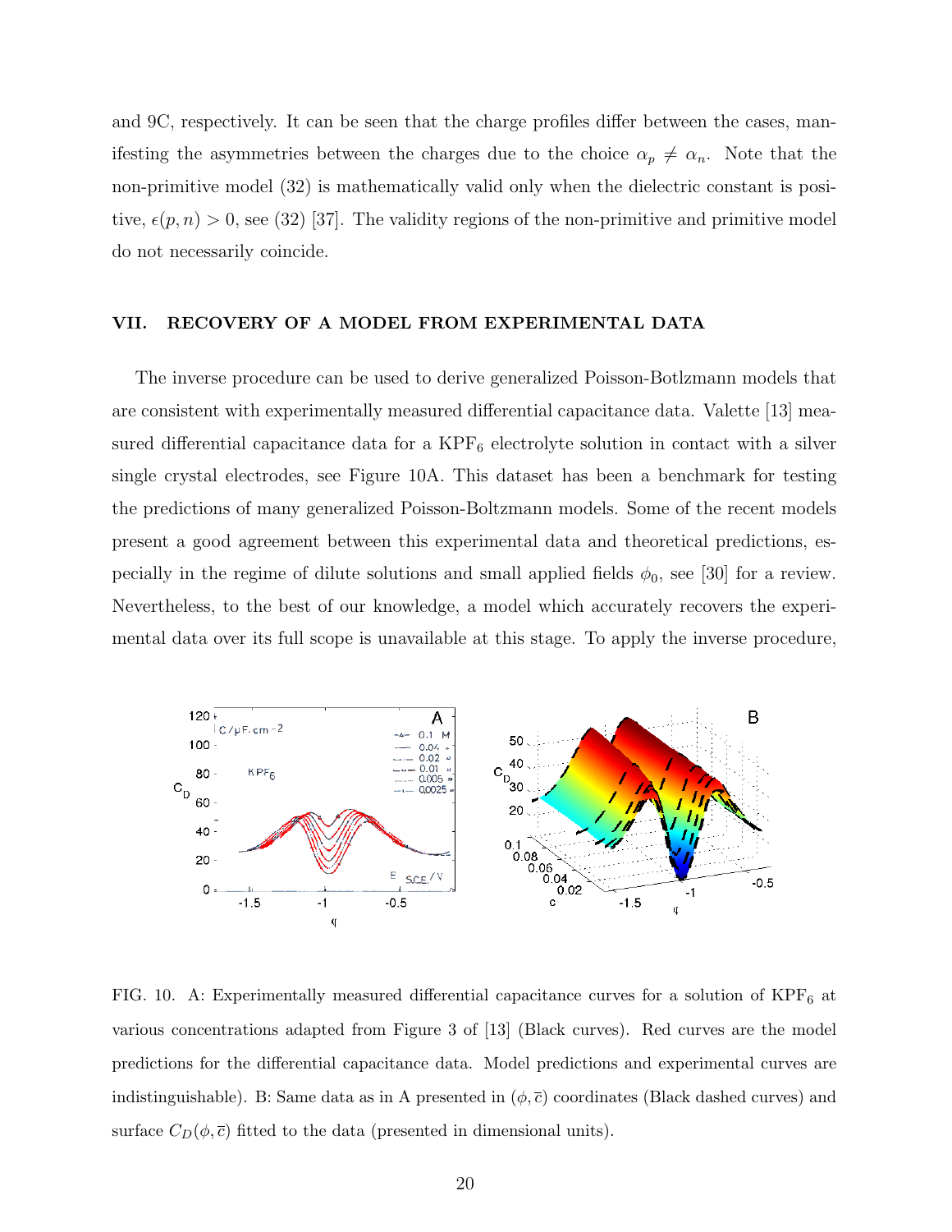and 9C, respectively. It can be seen that the charge profiles differ between the cases, manifesting the asymmetries between the charges due to the choice $\alpha_p \neq \alpha_n$. Note that the non-primitive model (32) is mathematically valid only when the dielectric constant is positive, $\epsilon(p,n) > 0$, see (32) [37]. The validity regions of the non-primitive and primitive model do not necessarily coincide.

## VII. RECOVERY OF A MODEL FROM EXPERIMENTAL DATA

The inverse procedure can be used to derive generalized Poisson-Botlzmann models that are consistent with experimentally measured differential capacitance data. Valette [13] measured differential capacitance data for a $KPF_6$ electrolyte solution in contact with a silver single crystal electrodes, see Figure 10A. This dataset has been a benchmark for testing the predictions of many generalized Poisson-Boltzmann models. Some of the recent models present a good agreement between this experimental data and theoretical predictions, especially in the regime of dilute solutions and small applied fields $\phi_0$, see [30] for a review. Nevertheless, to the best of our knowledge, a model which accurately recovers the experimental data over its full scope is unavailable at this stage. To apply the inverse procedure,

FIG. 10. A: Experimentally measured differential capacitance curves for a solution of $KPF_6$ at various concentrations adapted from Figure 3 of [13] (Black curves). Red curves are the model predictions for the differential capacitance data. Model predictions and experimental curves are indistinguishable). B: Same data as in A presented in $(\phi, \overline{c})$ coordinates (Black dashed curves) and surface $C_D(\phi, \overline{c})$ fitted to the data (presented in dimensional units).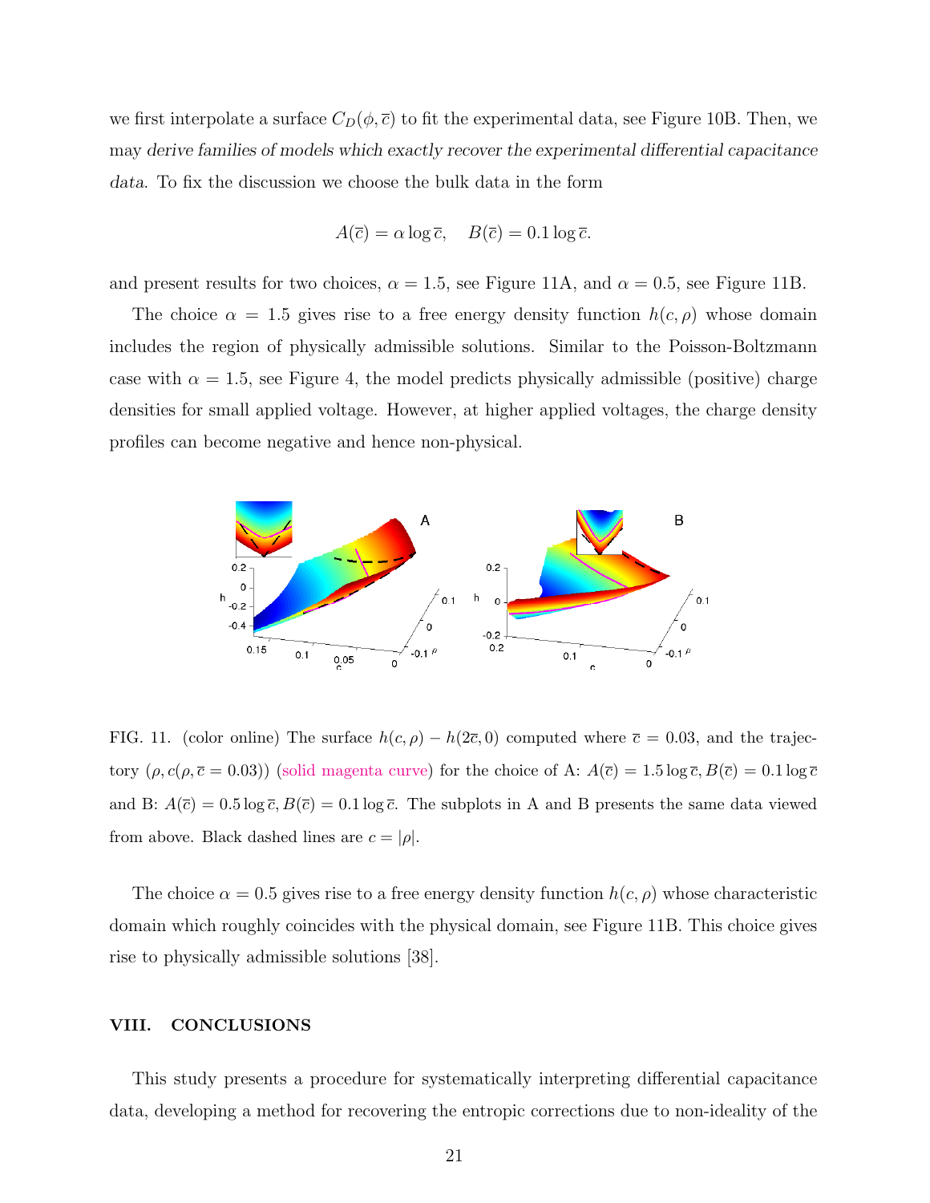we first interpolate a surface $C_D(\phi, \overline{c})$ to fit the experimental data, see Figure 10B. Then, we may *derive families of models which exactly recover the experimental differential capacitance data*. To fix the discussion we choose the bulk data in the form

$$A(\overline{c}) = \alpha \log \overline{c}, \quad B(\overline{c}) = 0.1 \log \overline{c}.$$

and present results for two choices, $\alpha = 1.5$, see Figure 11A, and $\alpha = 0.5$, see Figure 11B.

The choice $\alpha = 1.5$ gives rise to a free energy density function $h(c, \rho)$ whose domain includes the region of physically admissible solutions. Similar to the Poisson-Boltzmann case with $\alpha = 1.5$, see Figure 4, the model predicts physically admissible (positive) charge densities for small applied voltage. However, at higher applied voltages, the charge density profiles can become negative and hence non-physical.

FIG. 11. (color online) The surface $h(c, \rho) - h(2\overline{c}, 0)$ computed where $\overline{c} = 0.03$, and the trajectory $(\rho, c(\rho, \overline{c} = 0.03))$ (solid magenta curve) for the choice of A: $A(\overline{c}) = 1.5 \log \overline{c}, B(\overline{c}) = 0.1 \log \overline{c}$ and B: $A(\overline{c}) = 0.5 \log \overline{c}, B(\overline{c}) = 0.1 \log \overline{c}$. The subplots in A and B presents the same data viewed from above. Black dashed lines are $c = |\rho|$.

The choice $\alpha = 0.5$ gives rise to a free energy density function $h(c, \rho)$ whose characteristic domain which roughly coincides with the physical domain, see Figure 11B. This choice gives rise to physically admissible solutions [38].

## VIII. CONCLUSIONS

This study presents a procedure for systematically interpreting differential capacitance data, developing a method for recovering the entropic corrections due to non-ideality of the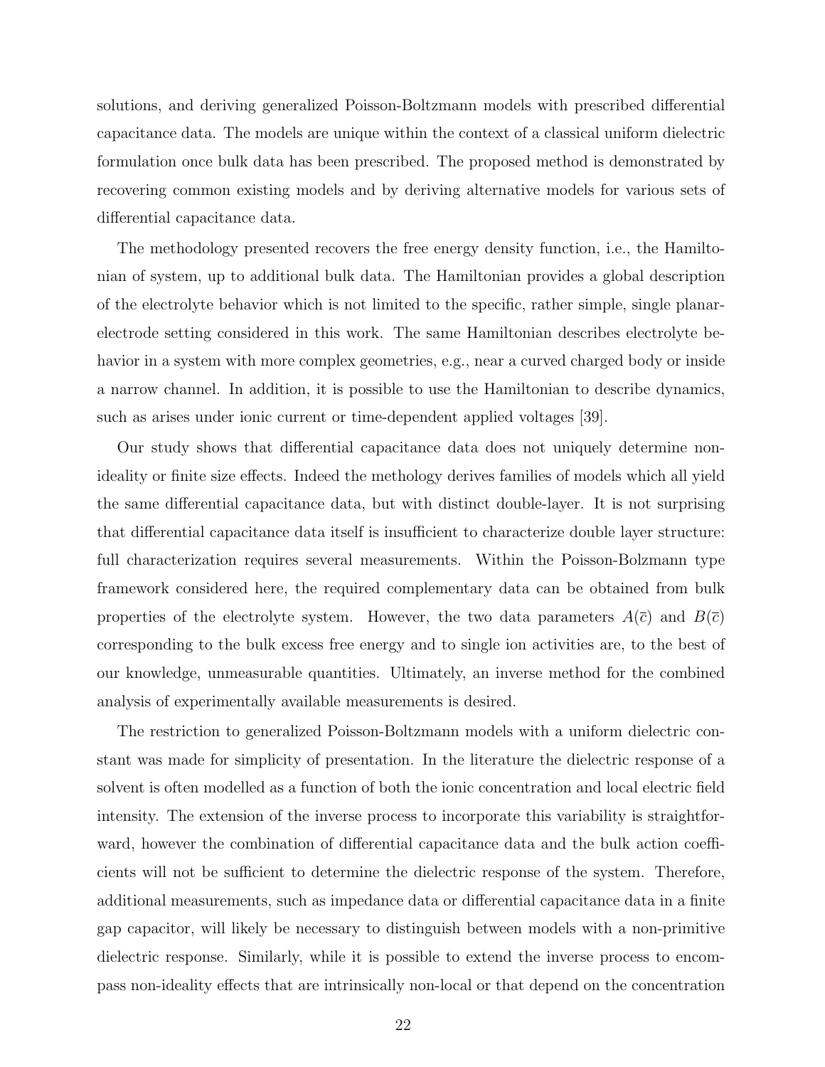solutions, and deriving generalized Poisson-Boltzmann models with prescribed differential capacitance data. The models are unique within the context of a classical uniform dielectric formulation once bulk data has been prescribed. The proposed method is demonstrated by recovering common existing models and by deriving alternative models for various sets of differential capacitance data.

The methodology presented recovers the free energy density function, i.e., the Hamiltonian of system, up to additional bulk data. The Hamiltonian provides a global description of the electrolyte behavior which is not limited to the specific, rather simple, single planar-electrode setting considered in this work. The same Hamiltonian describes electrolyte behavior in a system with more complex geometries, e.g., near a curved charged body or inside a narrow channel. In addition, it is possible to use the Hamiltonian to describe dynamics, such as arises under ionic current or time-dependent applied voltages [39].

Our study shows that differential capacitance data does not uniquely determine non-ideality or finite size effects. Indeed the methology derives families of models which all yield the same differential capacitance data, but with distinct double-layer. It is not surprising that differential capacitance data itself is insufficient to characterize double layer structure: full characterization requires several measurements. Within the Poisson-Bolzmann type framework considered here, the required complementary data can be obtained from bulk properties of the electrolyte system. However, the two data parameters $A(\overline{c})$ and $B(\overline{c})$ corresponding to the bulk excess free energy and to single ion activities are, to the best of our knowledge, unmeasurable quantities. Ultimately, an inverse method for the combined analysis of experimentally available measurements is desired.

The restriction to generalized Poisson-Boltzmann models with a uniform dielectric constant was made for simplicity of presentation. In the literature the dielectric response of a solvent is often modelled as a function of both the ionic concentration and local electric field intensity. The extension of the inverse process to incorporate this variability is straightforward, however the combination of differential capacitance data and the bulk action coefficients will not be sufficient to determine the dielectric response of the system. Therefore, additional measurements, such as impedance data or differential capacitance data in a finite gap capacitor, will likely be necessary to distinguish between models with a non-primitive dielectric response. Similarly, while it is possible to extend the inverse process to encompass non-ideality effects that are intrinsically non-local or that depend on the concentration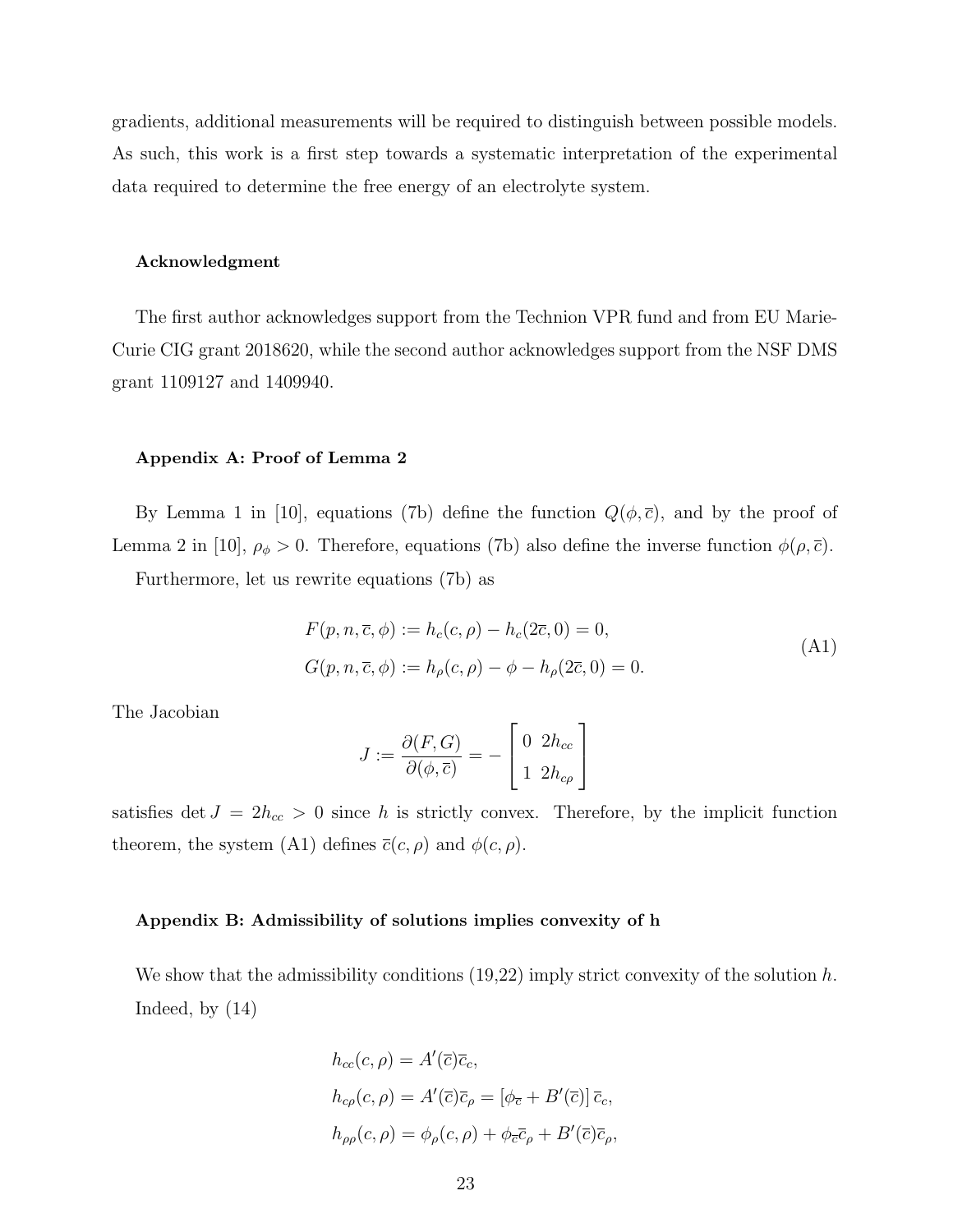gradients, additional measurements will be required to distinguish between possible models. As such, this work is a first step towards a systematic interpretation of the experimental data required to determine the free energy of an electrolyte system.

**Acknowledgment**

The first author acknowledges support from the Technion VPR fund and from EU Marie-Curie CIG grant 2018620, while the second author acknowledges support from the NSF DMS grant 1109127 and 1409940.

**Appendix A: Proof of Lemma 2**

By Lemma 1 in [10], equations (7b) define the function $Q(\phi, \overline{c})$, and by the proof of Lemma 2 in [10], $\rho_\phi > 0$. Therefore, equations (7b) also define the inverse function $\phi(\rho, \overline{c})$.

Furthermore, let us rewrite equations (7b) as

$$
\begin{aligned}
F(p, n, \overline{c}, \phi) &:= h_c(c, \rho) - h_c(2\overline{c}, 0) = 0, \\
G(p, n, \overline{c}, \phi) &:= h_\rho(c, \rho) - \phi - h_\rho(2\overline{c}, 0) = 0.
\end{aligned}
\tag{A1}
$$

The Jacobian

$$
J := \frac{\partial(F, G)}{\partial(\phi, \overline{c})} = -\begin{bmatrix} 0 & 2h_{cc} \\ 1 & 2h_{c\rho} \end{bmatrix}
$$

satisfies $\det J = 2h_{cc} > 0$ since $h$ is strictly convex. Therefore, by the implicit function theorem, the system (A1) defines $\overline{c}(c, \rho)$ and $\phi(c, \rho)$.

**Appendix B: Admissibility of solutions implies convexity of h**

We show that the admissibility conditions (19,22) imply strict convexity of the solution $h$. Indeed, by (14)

$$
\begin{aligned}
h_{cc}(c, \rho) &= A'(\overline{c})\overline{c}_c, \\
h_{c\rho}(c, \rho) &= A'(\overline{c})\overline{c}_\rho = \left[\phi_{\overline{c}} + B'(\overline{c})\right]\overline{c}_c, \\
h_{\rho\rho}(c, \rho) &= \phi_\rho(c, \rho) + \phi_{\overline{c}}\overline{c}_\rho + B'(\overline{c})\overline{c}_\rho,
\end{aligned}
$$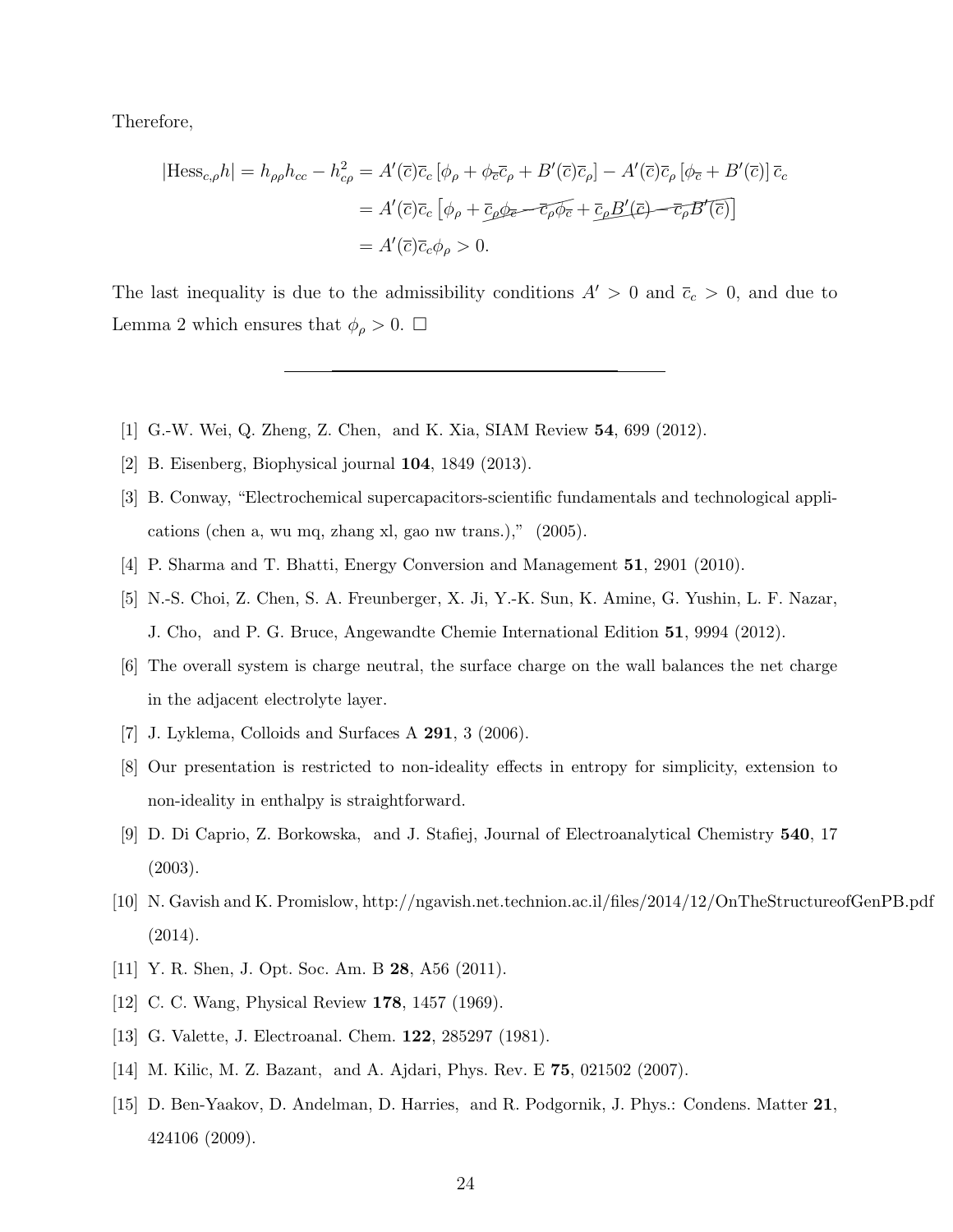Therefore,

$$
\begin{aligned}
|\mathrm{Hess}_{c,\rho} h| = h_{\rho\rho} h_{cc} - h_{c\rho}^2 &= A'(\overline{c})\overline{c}_c \left[\phi_\rho + \phi_{\overline{c}}\overline{c}_\rho + B'(\overline{c})\overline{c}_\rho\right] - A'(\overline{c})\overline{c}_\rho \left[\phi_{\overline{c}} + B'(\overline{c})\right]\overline{c}_c \\
&= A'(\overline{c})\overline{c}_c \left[\phi_\rho + \cancel{\overline{c}_\rho\phi_{\overline{c}} - \overline{c}_\rho\phi_{\overline{c}}} + \cancel{\overline{c}_\rho B'(\overline{c}) - \overline{c}_\rho B'(\overline{c})}\right] \\
&= A'(\overline{c})\overline{c}_c\phi_\rho > 0.
\end{aligned}
$$

The last inequality is due to the admissibility conditions $A' > 0$ and $\overline{c}_c > 0$, and due to Lemma 2 which ensures that $\phi_\rho > 0$. □

---

[1] G.-W. Wei, Q. Zheng, Z. Chen, and K. Xia, SIAM Review **54**, 699 (2012).

[2] B. Eisenberg, Biophysical journal **104**, 1849 (2013).

[3] B. Conway, "Electrochemical supercapacitors-scientific fundamentals and technological applications (chen a, wu mq, zhang xl, gao nw trans.)," (2005).

[4] P. Sharma and T. Bhatti, Energy Conversion and Management **51**, 2901 (2010).

[5] N.-S. Choi, Z. Chen, S. A. Freunberger, X. Ji, Y.-K. Sun, K. Amine, G. Yushin, L. F. Nazar, J. Cho, and P. G. Bruce, Angewandte Chemie International Edition **51**, 9994 (2012).

[6] The overall system is charge neutral, the surface charge on the wall balances the net charge in the adjacent electrolyte layer.

[7] J. Lyklema, Colloids and Surfaces A **291**, 3 (2006).

[8] Our presentation is restricted to non-ideality effects in entropy for simplicity, extension to non-ideality in enthalpy is straightforward.

[9] D. Di Caprio, Z. Borkowska, and J. Stafiej, Journal of Electroanalytical Chemistry **540**, 17 (2003).

[10] N. Gavish and K. Promislow, http://ngavish.net.technion.ac.il/files/2014/12/OnTheStructureofGenPB.pdf (2014).

[11] Y. R. Shen, J. Opt. Soc. Am. B **28**, A56 (2011).

[12] C. C. Wang, Physical Review **178**, 1457 (1969).

[13] G. Valette, J. Electroanal. Chem. **122**, 285297 (1981).

[14] M. Kilic, M. Z. Bazant, and A. Ajdari, Phys. Rev. E **75**, 021502 (2007).

[15] D. Ben-Yaakov, D. Andelman, D. Harries, and R. Podgornik, J. Phys.: Condens. Matter **21**, 424106 (2009).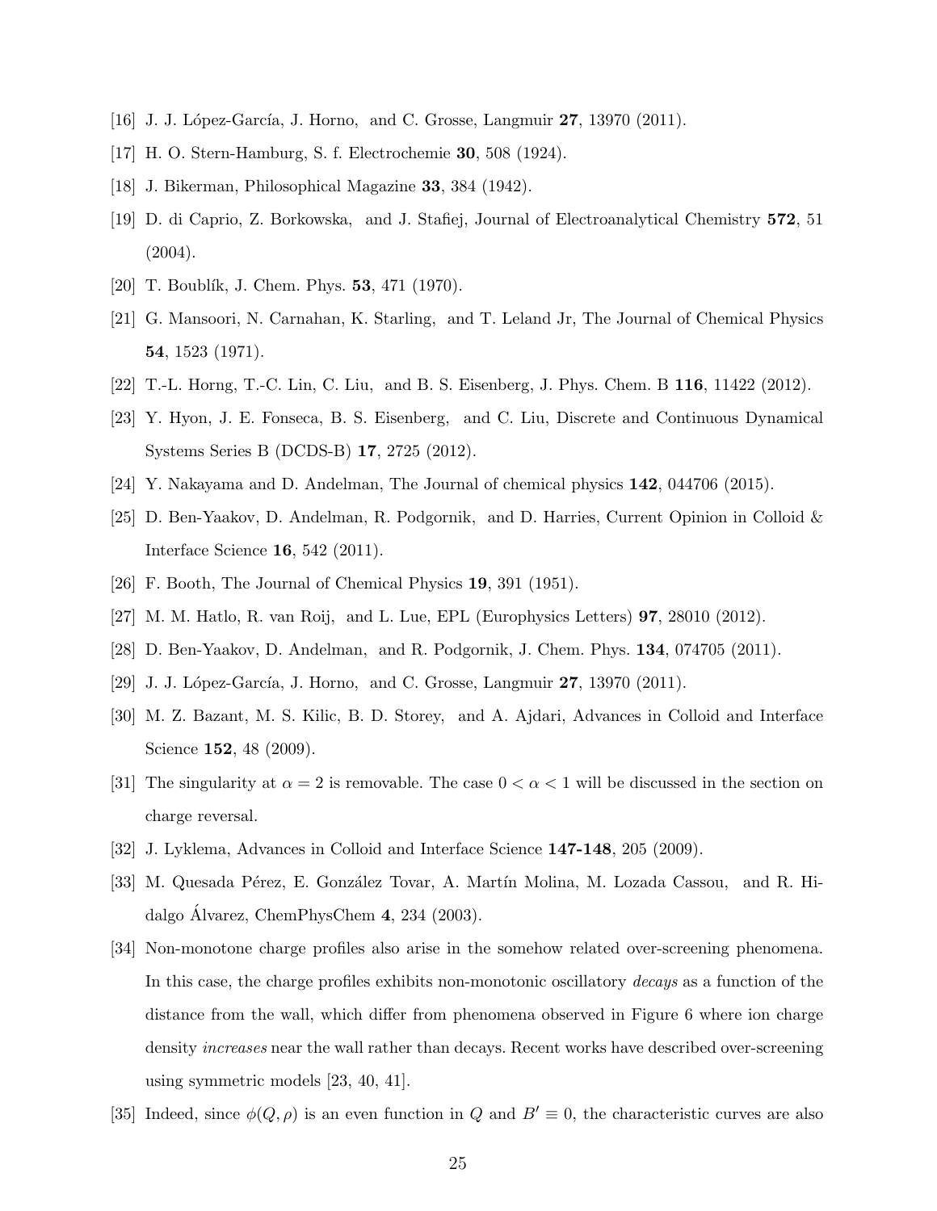[16] J. J. López-García, J. Horno, and C. Grosse, Langmuir **27**, 13970 (2011).

[17] H. O. Stern-Hamburg, S. f. Electrochemie **30**, 508 (1924).

[18] J. Bikerman, Philosophical Magazine **33**, 384 (1942).

[19] D. di Caprio, Z. Borkowska, and J. Stafiej, Journal of Electroanalytical Chemistry **572**, 51 (2004).

[20] T. Boublík, J. Chem. Phys. **53**, 471 (1970).

[21] G. Mansoori, N. Carnahan, K. Starling, and T. Leland Jr, The Journal of Chemical Physics **54**, 1523 (1971).

[22] T.-L. Horng, T.-C. Lin, C. Liu, and B. S. Eisenberg, J. Phys. Chem. B **116**, 11422 (2012).

[23] Y. Hyon, J. E. Fonseca, B. S. Eisenberg, and C. Liu, Discrete and Continuous Dynamical Systems Series B (DCDS-B) **17**, 2725 (2012).

[24] Y. Nakayama and D. Andelman, The Journal of chemical physics **142**, 044706 (2015).

[25] D. Ben-Yaakov, D. Andelman, R. Podgornik, and D. Harries, Current Opinion in Colloid & Interface Science **16**, 542 (2011).

[26] F. Booth, The Journal of Chemical Physics **19**, 391 (1951).

[27] M. M. Hatlo, R. van Roij, and L. Lue, EPL (Europhysics Letters) **97**, 28010 (2012).

[28] D. Ben-Yaakov, D. Andelman, and R. Podgornik, J. Chem. Phys. **134**, 074705 (2011).

[29] J. J. López-García, J. Horno, and C. Grosse, Langmuir **27**, 13970 (2011).

[30] M. Z. Bazant, M. S. Kilic, B. D. Storey, and A. Ajdari, Advances in Colloid and Interface Science **152**, 48 (2009).

[31] The singularity at $\alpha = 2$ is removable. The case $0 < \alpha < 1$ will be discussed in the section on charge reversal.

[32] J. Lyklema, Advances in Colloid and Interface Science **147-148**, 205 (2009).

[33] M. Quesada Pérez, E. González Tovar, A. Martín Molina, M. Lozada Cassou, and R. Hidalgo Álvarez, ChemPhysChem **4**, 234 (2003).

[34] Non-monotone charge profiles also arise in the somehow related over-screening phenomena. In this case, the charge profiles exhibits non-monotonic oscillatory *decays* as a function of the distance from the wall, which differ from phenomena observed in Figure 6 where ion charge density *increases* near the wall rather than decays. Recent works have described over-screening using symmetric models [23, 40, 41].

[35] Indeed, since $\phi(Q, \rho)$ is an even function in $Q$ and $B' \equiv 0$, the characteristic curves are also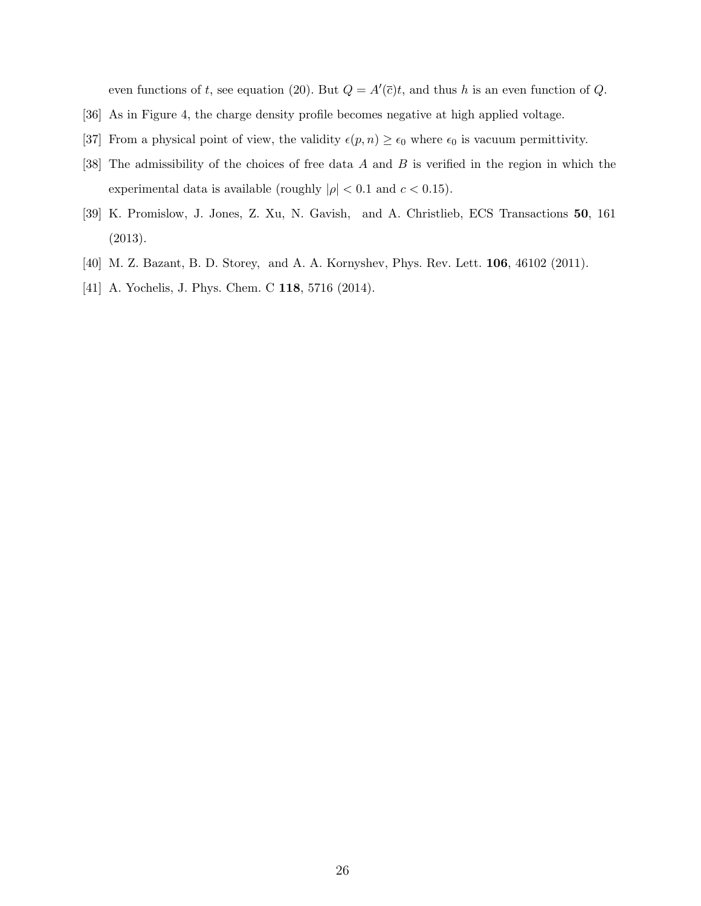even functions of $t$, see equation (20). But $Q = A'(\overline{c})t$, and thus $h$ is an even function of $Q$.

[36] As in Figure 4, the charge density profile becomes negative at high applied voltage.

[37] From a physical point of view, the validity $\epsilon(p, n) \geq \epsilon_0$ where $\epsilon_0$ is vacuum permittivity.

[38] The admissibility of the choices of free data $A$ and $B$ is verified in the region in which the experimental data is available (roughly $|\rho| < 0.1$ and $c < 0.15$).

[39] K. Promislow, J. Jones, Z. Xu, N. Gavish, and A. Christlieb, ECS Transactions **50**, 161 (2013).

[40] M. Z. Bazant, B. D. Storey, and A. A. Kornyshev, Phys. Rev. Lett. **106**, 46102 (2011).

[41] A. Yochelis, J. Phys. Chem. C **118**, 5716 (2014).